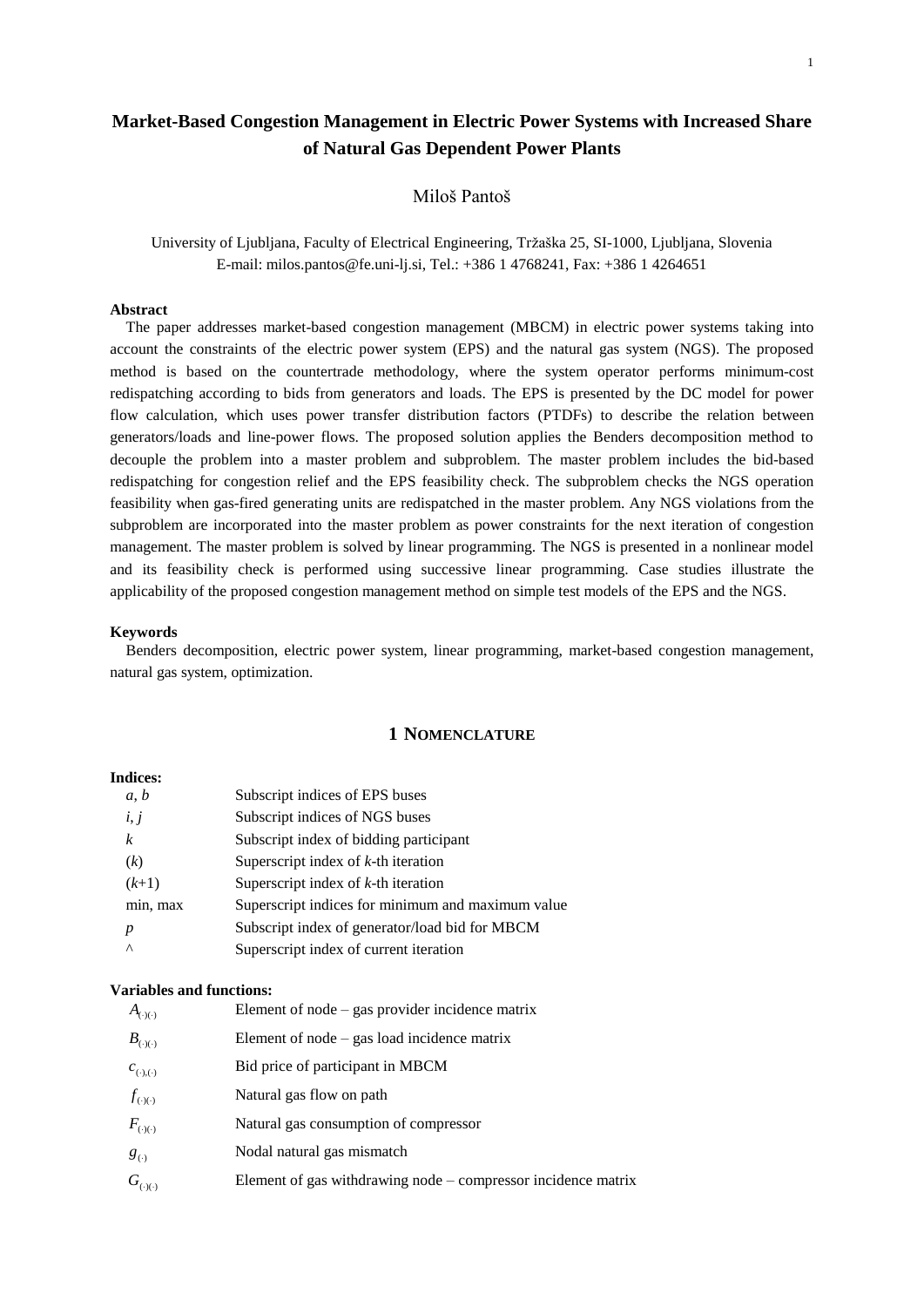# Market-Based Congestion Management in Electric Power Systems with Increased Share of Natural Gas Dependent Power Plants

Miloš Pantoš

University of Ljubljana, Faculty of Electrical Engineering, Tržaška 25, SI-1000, Ljubljana, Slovenia
E-mail: milos.pantos@fe.uni-lj.si, Tel.: +386 1 4768241, Fax: +386 1 4264651

**Abstract**

The paper addresses market-based congestion management (MBCM) in electric power systems taking into account the constraints of the electric power system (EPS) and the natural gas system (NGS). The proposed method is based on the countertrade methodology, where the system operator performs minimum-cost redispatching according to bids from generators and loads. The EPS is presented by the DC model for power flow calculation, which uses power transfer distribution factors (PTDFs) to describe the relation between generators/loads and line-power flows. The proposed solution applies the Benders decomposition method to decouple the problem into a master problem and subproblem. The master problem includes the bid-based redispatching for congestion relief and the EPS feasibility check. The subproblem checks the NGS operation feasibility when gas-fired generating units are redispatched in the master problem. Any NGS violations from the subproblem are incorporated into the master problem as power constraints for the next iteration of congestion management. The master problem is solved by linear programming. The NGS is presented in a nonlinear model and its feasibility check is performed using successive linear programming. Case studies illustrate the applicability of the proposed congestion management method on simple test models of the EPS and the NGS.

**Keywords**

Benders decomposition, electric power system, linear programming, market-based congestion management, natural gas system, optimization.

## 1 Nomenclature

**Indices:**

| | |
|---|---|
| *a, b* | Subscript indices of EPS buses |
| *i, j* | Subscript indices of NGS buses |
| *k* | Subscript index of bidding participant |
| (*k*) | Superscript index of *k*-th iteration |
| (*k*+1) | Superscript index of *k*-th iteration |
| min, max | Superscript indices for minimum and maximum value |
| *p* | Subscript index of generator/load bid for MBCM |
| ^ | Superscript index of current iteration |

**Variables and functions:**

| | |
|---|---|
| $A_{(\cdot)(\cdot)}$ | Element of node – gas provider incidence matrix |
| $B_{(\cdot)(\cdot)}$ | Element of node – gas load incidence matrix |
| $c_{(\cdot),(\cdot)}$ | Bid price of participant in MBCM |
| $f_{(\cdot)(\cdot)}$ | Natural gas flow on path |
| $F_{(\cdot)(\cdot)}$ | Natural gas consumption of compressor |
| $g_{(\cdot)}$ | Nodal natural gas mismatch |
| $G_{(\cdot)(\cdot)}$ | Element of gas withdrawing node – compressor incidence matrix |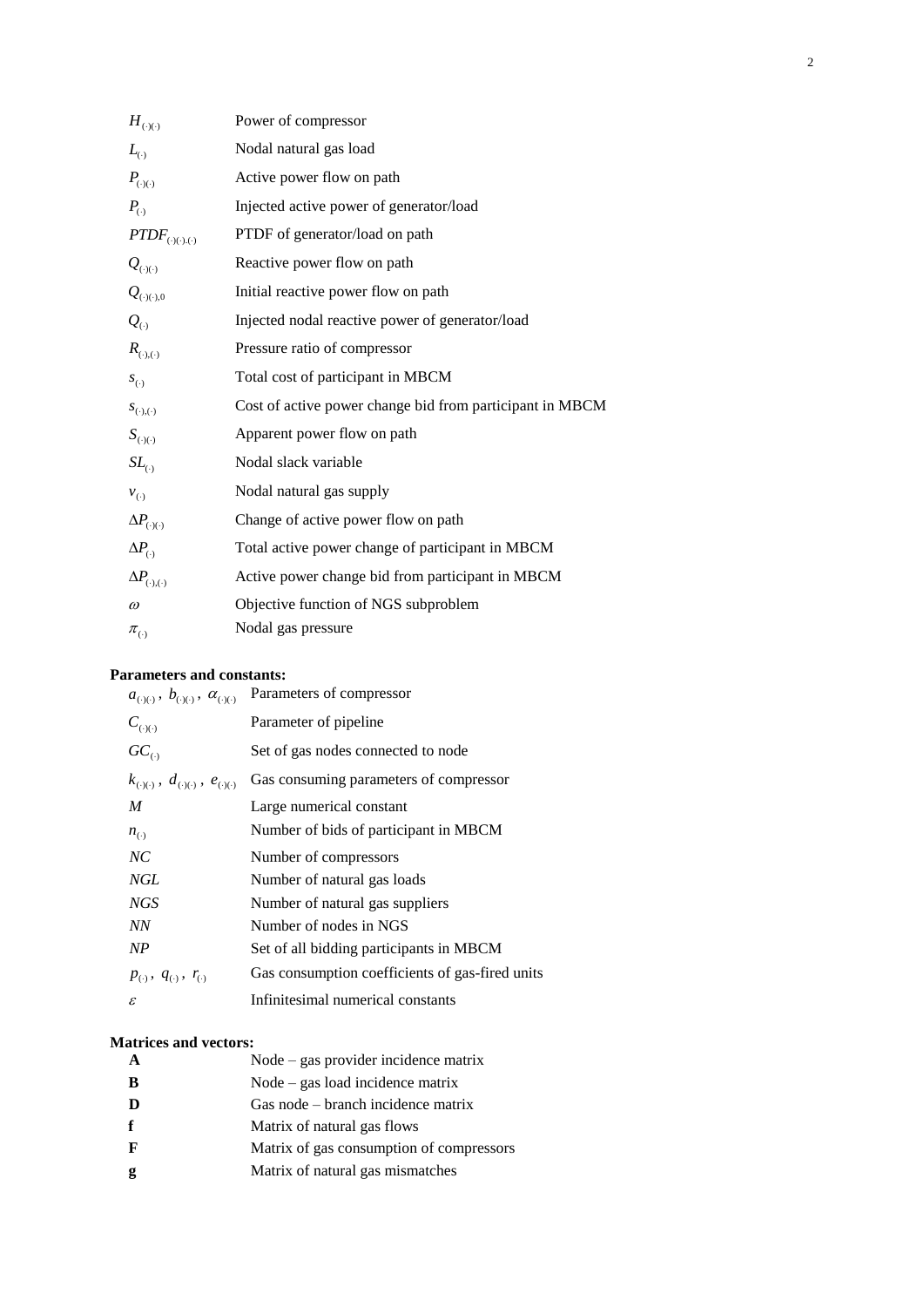| | |
|---|---|
| $H_{(\cdot)(\cdot)}$ | Power of compressor |
| $L_{(\cdot)}$ | Nodal natural gas load |
| $P_{(\cdot)(\cdot)}$ | Active power flow on path |
| $P_{(\cdot)}$ | Injected active power of generator/load |
| $PTDF_{(\cdot)(\cdot),(\cdot)}$ | PTDF of generator/load on path |
| $Q_{(\cdot)(\cdot)}$ | Reactive power flow on path |
| $Q_{(\cdot)(\cdot),0}$ | Initial reactive power flow on path |
| $Q_{(\cdot)}$ | Injected nodal reactive power of generator/load |
| $R_{(\cdot),(\cdot)}$ | Pressure ratio of compressor |
| $s_{(\cdot)}$ | Total cost of participant in MBCM |
| $s_{(\cdot),(\cdot)}$ | Cost of active power change bid from participant in MBCM |
| $S_{(\cdot)(\cdot)}$ | Apparent power flow on path |
| $SL_{(\cdot)}$ | Nodal slack variable |
| $v_{(\cdot)}$ | Nodal natural gas supply |
| $\Delta P_{(\cdot)(\cdot)}$ | Change of active power flow on path |
| $\Delta P_{(\cdot)}$ | Total active power change of participant in MBCM |
| $\Delta P_{(\cdot),(\cdot)}$ | Active power change bid from participant in MBCM |
| $\omega$ | Objective function of NGS subproblem |
| $\pi_{(\cdot)}$ | Nodal gas pressure |

**Parameters and constants:**

| | |
|---|---|
| $a_{(\cdot)(\cdot)}$, $b_{(\cdot)(\cdot)}$, $\alpha_{(\cdot)(\cdot)}$ | Parameters of compressor |
| $C_{(\cdot)(\cdot)}$ | Parameter of pipeline |
| $GC_{(\cdot)}$ | Set of gas nodes connected to node |
| $k_{(\cdot)(\cdot)}$, $d_{(\cdot)(\cdot)}$, $e_{(\cdot)(\cdot)}$ | Gas consuming parameters of compressor |
| $M$ | Large numerical constant |
| $n_{(\cdot)}$ | Number of bids of participant in MBCM |
| $NC$ | Number of compressors |
| $NGL$ | Number of natural gas loads |
| $NGS$ | Number of natural gas suppliers |
| $NN$ | Number of nodes in NGS |
| $NP$ | Set of all bidding participants in MBCM |
| $p_{(\cdot)}$, $q_{(\cdot)}$, $r_{(\cdot)}$ | Gas consumption coefficients of gas-fired units |
| $\varepsilon$ | Infinitesimal numerical constants |

**Matrices and vectors:**

| | |
|---|---|
| $\mathbf{A}$ | Node – gas provider incidence matrix |
| $\mathbf{B}$ | Node – gas load incidence matrix |
| $\mathbf{D}$ | Gas node – branch incidence matrix |
| $\mathbf{f}$ | Matrix of natural gas flows |
| $\mathbf{F}$ | Matrix of gas consumption of compressors |
| $\mathbf{g}$ | Matrix of natural gas mismatches |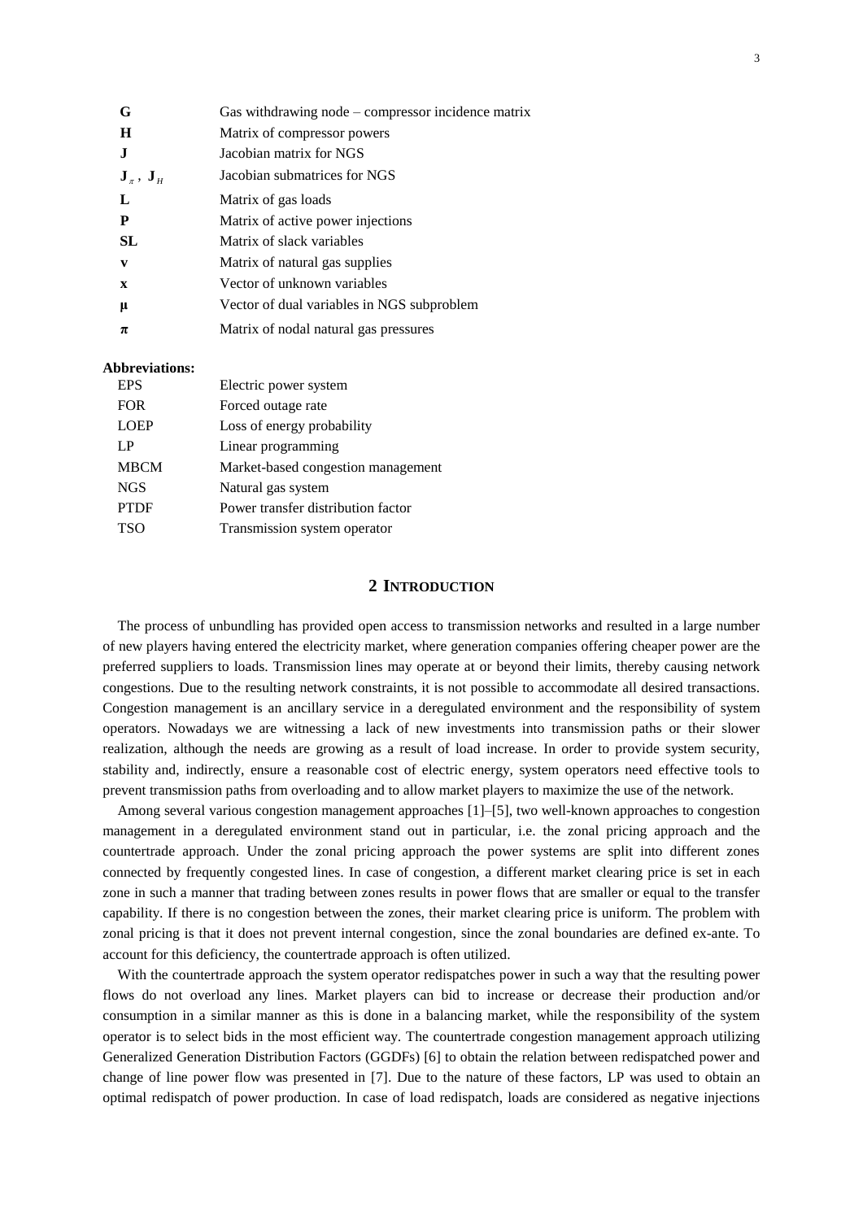| | |
|---|---|
| $\mathbf{G}$ | Gas withdrawing node – compressor incidence matrix |
| $\mathbf{H}$ | Matrix of compressor powers |
| $\mathbf{J}$ | Jacobian matrix for NGS |
| $\mathbf{J}_{\pi}$, $\mathbf{J}_{H}$ | Jacobian submatrices for NGS |
| $\mathbf{L}$ | Matrix of gas loads |
| $\mathbf{P}$ | Matrix of active power injections |
| $\mathbf{SL}$ | Matrix of slack variables |
| $\mathbf{v}$ | Matrix of natural gas supplies |
| $\mathbf{x}$ | Vector of unknown variables |
| $\boldsymbol{\mu}$ | Vector of dual variables in NGS subproblem |
| $\boldsymbol{\pi}$ | Matrix of nodal natural gas pressures |

**Abbreviations:**

| | |
|---|---|
| EPS | Electric power system |
| FOR | Forced outage rate |
| LOEP | Loss of energy probability |
| LP | Linear programming |
| MBCM | Market-based congestion management |
| NGS | Natural gas system |
| PTDF | Power transfer distribution factor |
| TSO | Transmission system operator |

# 2 INTRODUCTION

The process of unbundling has provided open access to transmission networks and resulted in a large number of new players having entered the electricity market, where generation companies offering cheaper power are the preferred suppliers to loads. Transmission lines may operate at or beyond their limits, thereby causing network congestions. Due to the resulting network constraints, it is not possible to accommodate all desired transactions. Congestion management is an ancillary service in a deregulated environment and the responsibility of system operators. Nowadays we are witnessing a lack of new investments into transmission paths or their slower realization, although the needs are growing as a result of load increase. In order to provide system security, stability and, indirectly, ensure a reasonable cost of electric energy, system operators need effective tools to prevent transmission paths from overloading and to allow market players to maximize the use of the network.

Among several various congestion management approaches [1]–[5], two well-known approaches to congestion management in a deregulated environment stand out in particular, i.e. the zonal pricing approach and the countertrade approach. Under the zonal pricing approach the power systems are split into different zones connected by frequently congested lines. In case of congestion, a different market clearing price is set in each zone in such a manner that trading between zones results in power flows that are smaller or equal to the transfer capability. If there is no congestion between the zones, their market clearing price is uniform. The problem with zonal pricing is that it does not prevent internal congestion, since the zonal boundaries are defined ex-ante. To account for this deficiency, the countertrade approach is often utilized.

With the countertrade approach the system operator redispatches power in such a way that the resulting power flows do not overload any lines. Market players can bid to increase or decrease their production and/or consumption in a similar manner as this is done in a balancing market, while the responsibility of the system operator is to select bids in the most efficient way. The countertrade congestion management approach utilizing Generalized Generation Distribution Factors (GGDFs) [6] to obtain the relation between redispatched power and change of line power flow was presented in [7]. Due to the nature of these factors, LP was used to obtain an optimal redispatch of power production. In case of load redispatch, loads are considered as negative injections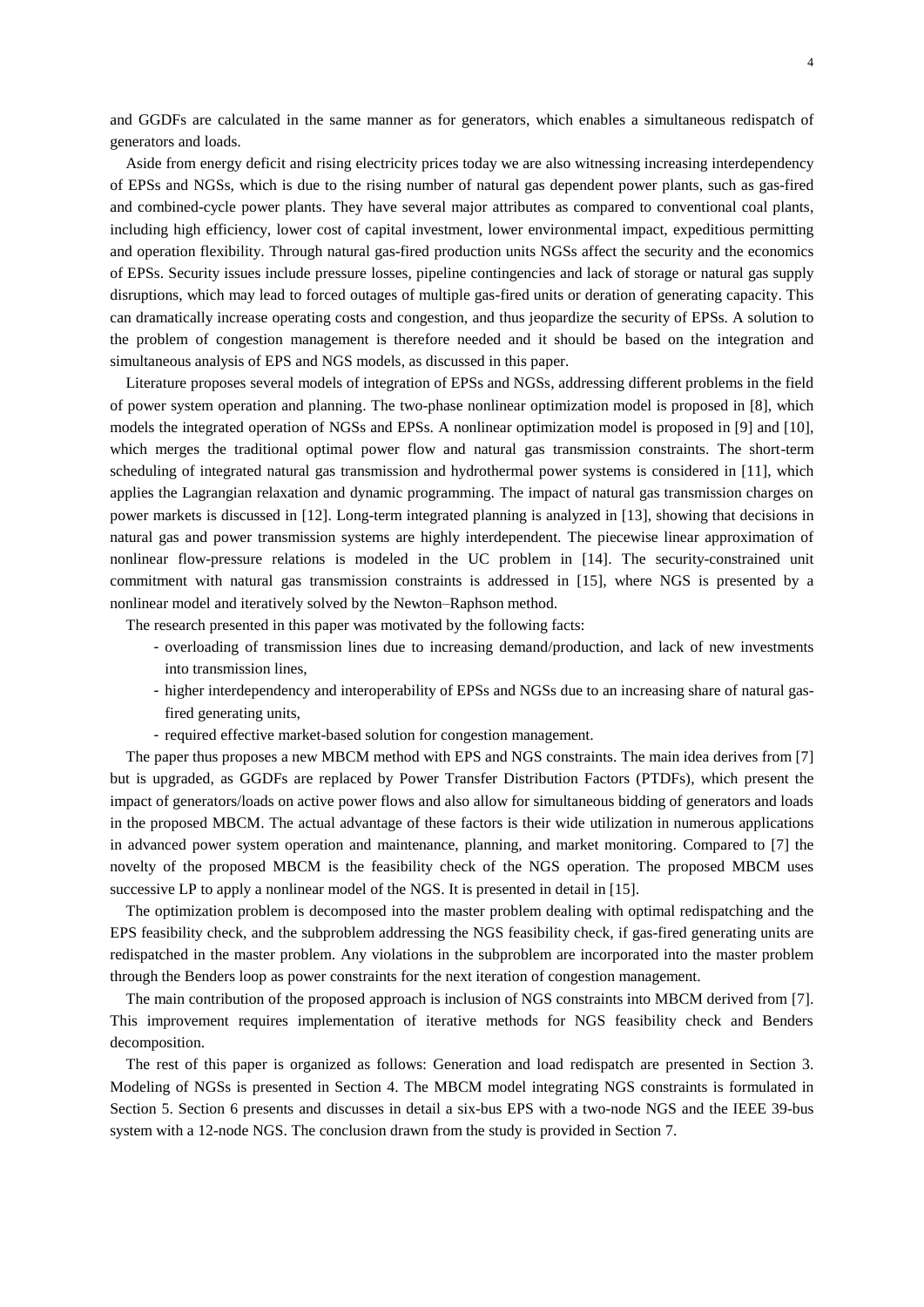and GGDFs are calculated in the same manner as for generators, which enables a simultaneous redispatch of generators and loads.

Aside from energy deficit and rising electricity prices today we are also witnessing increasing interdependency of EPSs and NGSs, which is due to the rising number of natural gas dependent power plants, such as gas-fired and combined-cycle power plants. They have several major attributes as compared to conventional coal plants, including high efficiency, lower cost of capital investment, lower environmental impact, expeditious permitting and operation flexibility. Through natural gas-fired production units NGSs affect the security and the economics of EPSs. Security issues include pressure losses, pipeline contingencies and lack of storage or natural gas supply disruptions, which may lead to forced outages of multiple gas-fired units or deration of generating capacity. This can dramatically increase operating costs and congestion, and thus jeopardize the security of EPSs. A solution to the problem of congestion management is therefore needed and it should be based on the integration and simultaneous analysis of EPS and NGS models, as discussed in this paper.

Literature proposes several models of integration of EPSs and NGSs, addressing different problems in the field of power system operation and planning. The two-phase nonlinear optimization model is proposed in [8], which models the integrated operation of NGSs and EPSs. A nonlinear optimization model is proposed in [9] and [10], which merges the traditional optimal power flow and natural gas transmission constraints. The short-term scheduling of integrated natural gas transmission and hydrothermal power systems is considered in [11], which applies the Lagrangian relaxation and dynamic programming. The impact of natural gas transmission charges on power markets is discussed in [12]. Long-term integrated planning is analyzed in [13], showing that decisions in natural gas and power transmission systems are highly interdependent. The piecewise linear approximation of nonlinear flow-pressure relations is modeled in the UC problem in [14]. The security-constrained unit commitment with natural gas transmission constraints is addressed in [15], where NGS is presented by a nonlinear model and iteratively solved by the Newton–Raphson method.

The research presented in this paper was motivated by the following facts:

- overloading of transmission lines due to increasing demand/production, and lack of new investments into transmission lines,
- higher interdependency and interoperability of EPSs and NGSs due to an increasing share of natural gas-fired generating units,
- required effective market-based solution for congestion management.

The paper thus proposes a new MBCM method with EPS and NGS constraints. The main idea derives from [7] but is upgraded, as GGDFs are replaced by Power Transfer Distribution Factors (PTDFs), which present the impact of generators/loads on active power flows and also allow for simultaneous bidding of generators and loads in the proposed MBCM. The actual advantage of these factors is their wide utilization in numerous applications in advanced power system operation and maintenance, planning, and market monitoring. Compared to [7] the novelty of the proposed MBCM is the feasibility check of the NGS operation. The proposed MBCM uses successive LP to apply a nonlinear model of the NGS. It is presented in detail in [15].

The optimization problem is decomposed into the master problem dealing with optimal redispatching and the EPS feasibility check, and the subproblem addressing the NGS feasibility check, if gas-fired generating units are redispatched in the master problem. Any violations in the subproblem are incorporated into the master problem through the Benders loop as power constraints for the next iteration of congestion management.

The main contribution of the proposed approach is inclusion of NGS constraints into MBCM derived from [7]. This improvement requires implementation of iterative methods for NGS feasibility check and Benders decomposition.

The rest of this paper is organized as follows: Generation and load redispatch are presented in Section 3. Modeling of NGSs is presented in Section 4. The MBCM model integrating NGS constraints is formulated in Section 5. Section 6 presents and discusses in detail a six-bus EPS with a two-node NGS and the IEEE 39-bus system with a 12-node NGS. The conclusion drawn from the study is provided in Section 7.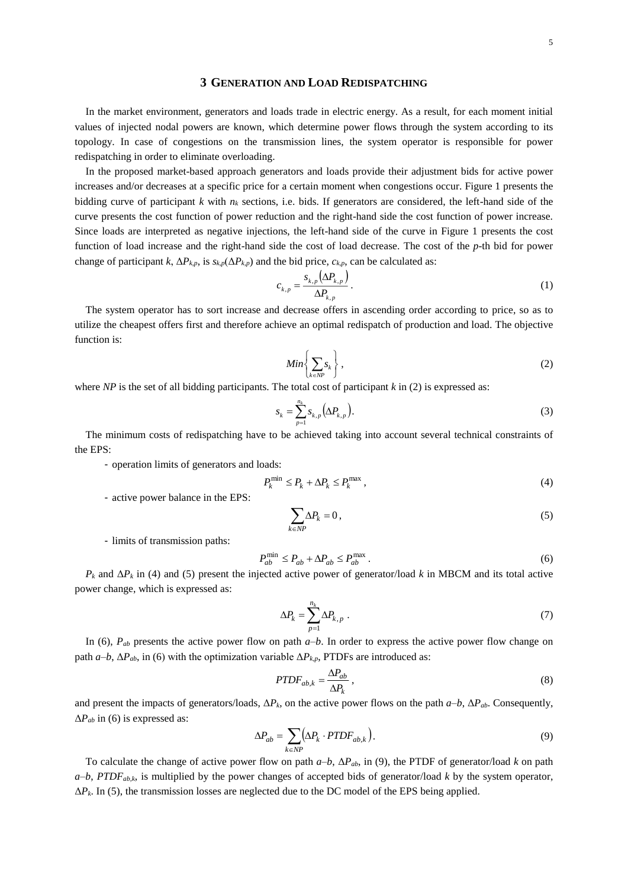## 3 GENERATION AND LOAD REDISPATCHING

In the market environment, generators and loads trade in electric energy. As a result, for each moment initial values of injected nodal powers are known, which determine power flows through the system according to its topology. In case of congestions on the transmission lines, the system operator is responsible for power redispatching in order to eliminate overloading.

In the proposed market-based approach generators and loads provide their adjustment bids for active power increases and/or decreases at a specific price for a certain moment when congestions occur. Figure 1 presents the bidding curve of participant $k$ with $n_k$ sections, i.e. bids. If generators are considered, the left-hand side of the curve presents the cost function of power reduction and the right-hand side the cost function of power increase. Since loads are interpreted as negative injections, the left-hand side of the curve in Figure 1 presents the cost function of load increase and the right-hand side the cost of load decrease. The cost of the $p$-th bid for power change of participant $k$, $\Delta P_{k,p}$, is $s_{k,p}(\Delta P_{k,p})$ and the bid price, $c_{k,p}$, can be calculated as:

$$c_{k,p} = \frac{s_{k,p}\left(\Delta P_{k,p}\right)}{\Delta P_{k,p}}. \tag{1}$$

The system operator has to sort increase and decrease offers in ascending order according to price, so as to utilize the cheapest offers first and therefore achieve an optimal redispatch of production and load. The objective function is:

$$Min\left\{\sum_{k \in NP} s_k\right\}, \tag{2}$$

where $NP$ is the set of all bidding participants. The total cost of participant $k$ in (2) is expressed as:

$$s_k = \sum_{p=1}^{n_k} s_{k,p}\left(\Delta P_{k,p}\right). \tag{3}$$

The minimum costs of redispatching have to be achieved taking into account several technical constraints of the EPS:

- operation limits of generators and loads:

$$P_k^{\min} \leq P_k + \Delta P_k \leq P_k^{\max}, \tag{4}$$

- active power balance in the EPS:

$$\sum_{k \in NP} \Delta P_k = 0, \tag{5}$$

- limits of transmission paths:

$$P_{ab}^{\min} \leq P_{ab} + \Delta P_{ab} \leq P_{ab}^{\max}. \tag{6}$$

$P_k$ and $\Delta P_k$ in (4) and (5) present the injected active power of generator/load $k$ in MBCM and its total active power change, which is expressed as:

$$\Delta P_k = \sum_{p=1}^{n_k} \Delta P_{k,p}. \tag{7}$$

In (6), $P_{ab}$ presents the active power flow on path $a$–$b$. In order to express the active power flow change on path $a$–$b$, $\Delta P_{ab}$, in (6) with the optimization variable $\Delta P_{k,p}$, PTDFs are introduced as:

$$PTDF_{ab,k} = \frac{\Delta P_{ab}}{\Delta P_k}, \tag{8}$$

and present the impacts of generators/loads, $\Delta P_k$, on the active power flows on the path $a$–$b$, $\Delta P_{ab}$. Consequently, $\Delta P_{ab}$ in (6) is expressed as:

$$\Delta P_{ab} = \sum_{k \in NP} \left(\Delta P_k \cdot PTDF_{ab,k}\right). \tag{9}$$

To calculate the change of active power flow on path $a$–$b$, $\Delta P_{ab}$, in (9), the PTDF of generator/load $k$ on path $a$–$b$, $PTDF_{ab,k}$, is multiplied by the power changes of accepted bids of generator/load $k$ by the system operator, $\Delta P_k$. In (5), the transmission losses are neglected due to the DC model of the EPS being applied.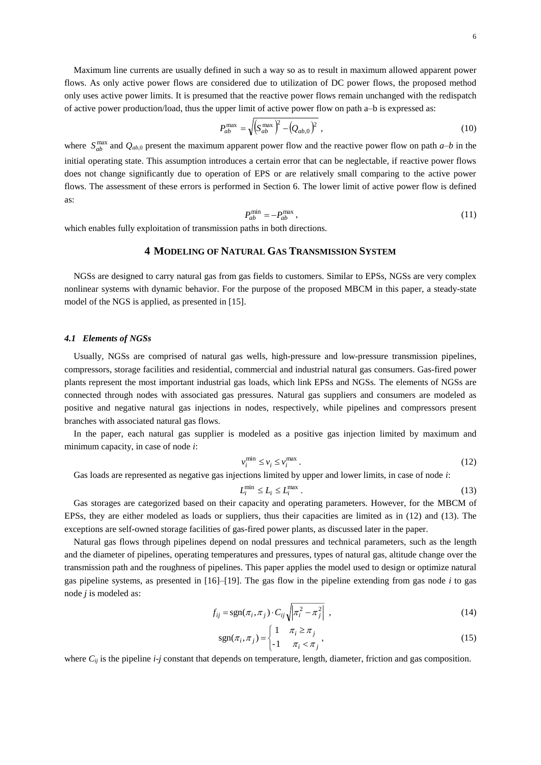Maximum line currents are usually defined in such a way so as to result in maximum allowed apparent power flows. As only active power flows are considered due to utilization of DC power flows, the proposed method only uses active power limits. It is presumed that the reactive power flows remain unchanged with the redispatch of active power production/load, thus the upper limit of active power flow on path a–b is expressed as:

$$P_{ab}^{\max} = \sqrt{\left(S_{ab}^{\max}\right)^2 - \left(Q_{ab,0}\right)^2}\ , \tag{10}$$

where $S_{ab}^{\max}$ and $Q_{ab,0}$ present the maximum apparent power flow and the reactive power flow on path *a–b* in the initial operating state. This assumption introduces a certain error that can be neglectable, if reactive power flows does not change significantly due to operation of EPS or are relatively small comparing to the active power flows. The assessment of these errors is performed in Section 6. The lower limit of active power flow is defined as:

$$P_{ab}^{\min} = -P_{ab}^{\max}\ , \tag{11}$$

which enables fully exploitation of transmission paths in both directions.

## 4 Modeling of Natural Gas Transmission System

NGSs are designed to carry natural gas from gas fields to customers. Similar to EPSs, NGSs are very complex nonlinear systems with dynamic behavior. For the purpose of the proposed MBCM in this paper, a steady-state model of the NGS is applied, as presented in [15].

### 4.1 Elements of NGSs

Usually, NGSs are comprised of natural gas wells, high-pressure and low-pressure transmission pipelines, compressors, storage facilities and residential, commercial and industrial natural gas consumers. Gas-fired power plants represent the most important industrial gas loads, which link EPSs and NGSs. The elements of NGSs are connected through nodes with associated gas pressures. Natural gas suppliers and consumers are modeled as positive and negative natural gas injections in nodes, respectively, while pipelines and compressors present branches with associated natural gas flows.

In the paper, each natural gas supplier is modeled as a positive gas injection limited by maximum and minimum capacity, in case of node *i*:

$$v_i^{\min} \le v_i \le v_i^{\max}\ . \tag{12}$$

Gas loads are represented as negative gas injections limited by upper and lower limits, in case of node *i*:

$$L_i^{\min} \le L_i \le L_i^{\max}\ . \tag{13}$$

Gas storages are categorized based on their capacity and operating parameters. However, for the MBCM of EPSs, they are either modeled as loads or suppliers, thus their capacities are limited as in (12) and (13). The exceptions are self-owned storage facilities of gas-fired power plants, as discussed later in the paper.

Natural gas flows through pipelines depend on nodal pressures and technical parameters, such as the length and the diameter of pipelines, operating temperatures and pressures, types of natural gas, altitude change over the transmission path and the roughness of pipelines. This paper applies the model used to design or optimize natural gas pipeline systems, as presented in [16]–[19]. The gas flow in the pipeline extending from gas node *i* to gas node *j* is modeled as:

$$f_{ij} = \operatorname{sgn}(\pi_i, \pi_j) \cdot C_{ij} \sqrt{\left|\pi_i^2 - \pi_j^2\right|}\ \ , \tag{14}$$

$$\operatorname{sgn}(\pi_i, \pi_j) = \begin{cases} 1 & \pi_i \ge \pi_j \\ -1 & \pi_i < \pi_j \end{cases}, \tag{15}$$

where $C_{ij}$ is the pipeline *i-j* constant that depends on temperature, length, diameter, friction and gas composition.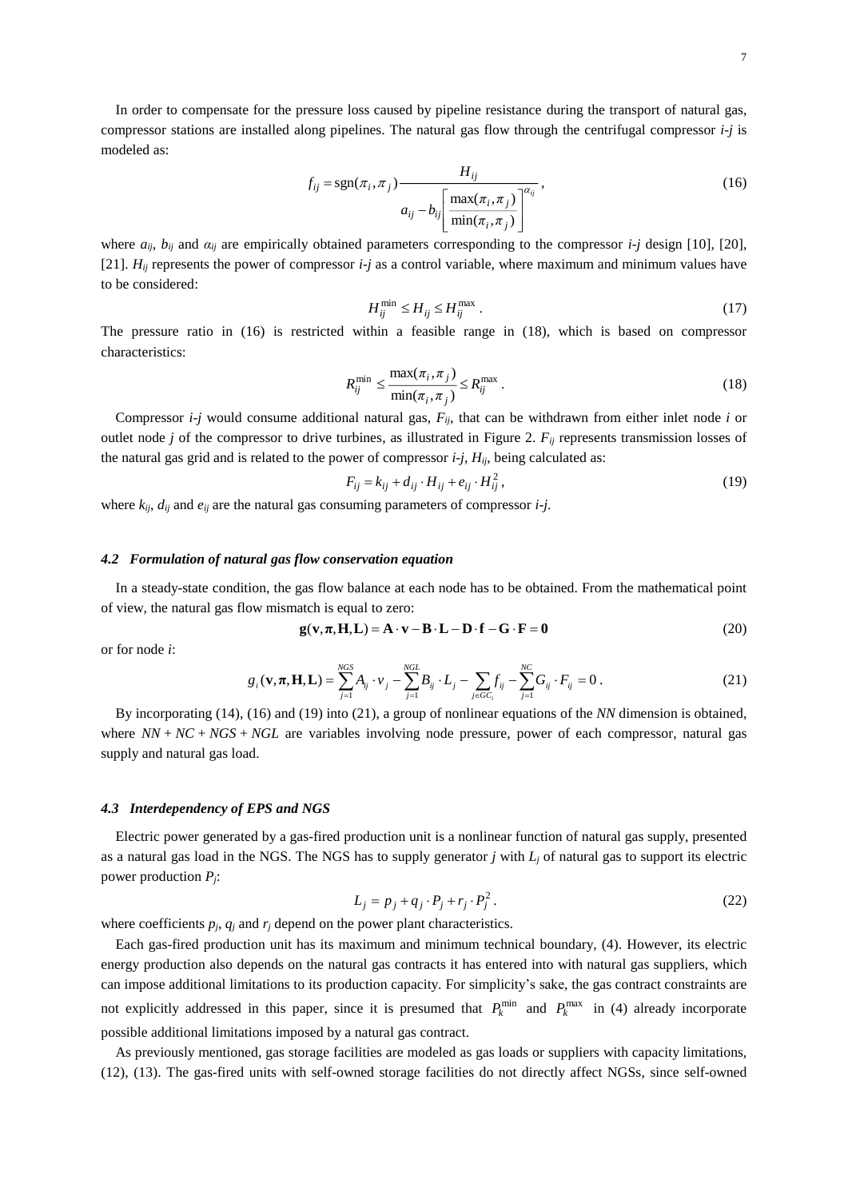In order to compensate for the pressure loss caused by pipeline resistance during the transport of natural gas, compressor stations are installed along pipelines. The natural gas flow through the centrifugal compressor *i-j* is modeled as:

$$f_{ij} = \mathrm{sgn}(\pi_i, \pi_j) \frac{H_{ij}}{a_{ij} - b_{ij} \left[ \dfrac{\max(\pi_i, \pi_j)}{\min(\pi_i, \pi_j)} \right]^{\alpha_{ij}}}, \tag{16}$$

where $a_{ij}$, $b_{ij}$ and $\alpha_{ij}$ are empirically obtained parameters corresponding to the compressor *i-j* design [10], [20], [21]. $H_{ij}$ represents the power of compressor *i-j* as a control variable, where maximum and minimum values have to be considered:

$$H_{ij}^{\min} \leq H_{ij} \leq H_{ij}^{\max}. \tag{17}$$

The pressure ratio in (16) is restricted within a feasible range in (18), which is based on compressor characteristics:

$$R_{ij}^{\min} \leq \frac{\max(\pi_i, \pi_j)}{\min(\pi_i, \pi_j)} \leq R_{ij}^{\max}. \tag{18}$$

Compressor *i-j* would consume additional natural gas, $F_{ij}$, that can be withdrawn from either inlet node *i* or outlet node *j* of the compressor to drive turbines, as illustrated in Figure 2. $F_{ij}$ represents transmission losses of the natural gas grid and is related to the power of compressor *i-j*, $H_{ij}$, being calculated as:

$$F_{ij} = k_{ij} + d_{ij} \cdot H_{ij} + e_{ij} \cdot H_{ij}^2, \tag{19}$$

where $k_{ij}$, $d_{ij}$ and $e_{ij}$ are the natural gas consuming parameters of compressor *i-j*.

### *4.2 Formulation of natural gas flow conservation equation*

In a steady-state condition, the gas flow balance at each node has to be obtained. From the mathematical point of view, the natural gas flow mismatch is equal to zero:

$$\mathbf{g}(\mathbf{v}, \boldsymbol{\pi}, \mathbf{H}, \mathbf{L}) = \mathbf{A} \cdot \mathbf{v} - \mathbf{B} \cdot \mathbf{L} - \mathbf{D} \cdot \mathbf{f} - \mathbf{G} \cdot \mathbf{F} = \mathbf{0} \tag{20}$$

or for node *i*:

$$g_i(\mathbf{v}, \boldsymbol{\pi}, \mathbf{H}, \mathbf{L}) = \sum_{j=1}^{NGS} A_{ij} \cdot v_j - \sum_{j=1}^{NGL} B_{ij} \cdot L_j - \sum_{j \in GC_i} f_{ij} - \sum_{j=1}^{NC} G_{ij} \cdot F_{ij} = 0. \tag{21}$$

By incorporating (14), (16) and (19) into (21), a group of nonlinear equations of the *NN* dimension is obtained, where *NN* + *NC* + *NGS* + *NGL* are variables involving node pressure, power of each compressor, natural gas supply and natural gas load.

### *4.3 Interdependency of EPS and NGS*

Electric power generated by a gas-fired production unit is a nonlinear function of natural gas supply, presented as a natural gas load in the NGS. The NGS has to supply generator *j* with $L_j$ of natural gas to support its electric power production $P_j$:

$$L_j = p_j + q_j \cdot P_j + r_j \cdot P_j^2. \tag{22}$$

where coefficients $p_j$, $q_j$ and $r_j$ depend on the power plant characteristics.

Each gas-fired production unit has its maximum and minimum technical boundary, (4). However, its electric energy production also depends on the natural gas contracts it has entered into with natural gas suppliers, which can impose additional limitations to its production capacity. For simplicity's sake, the gas contract constraints are not explicitly addressed in this paper, since it is presumed that $P_k^{\min}$ and $P_k^{\max}$ in (4) already incorporate possible additional limitations imposed by a natural gas contract.

As previously mentioned, gas storage facilities are modeled as gas loads or suppliers with capacity limitations, (12), (13). The gas-fired units with self-owned storage facilities do not directly affect NGSs, since self-owned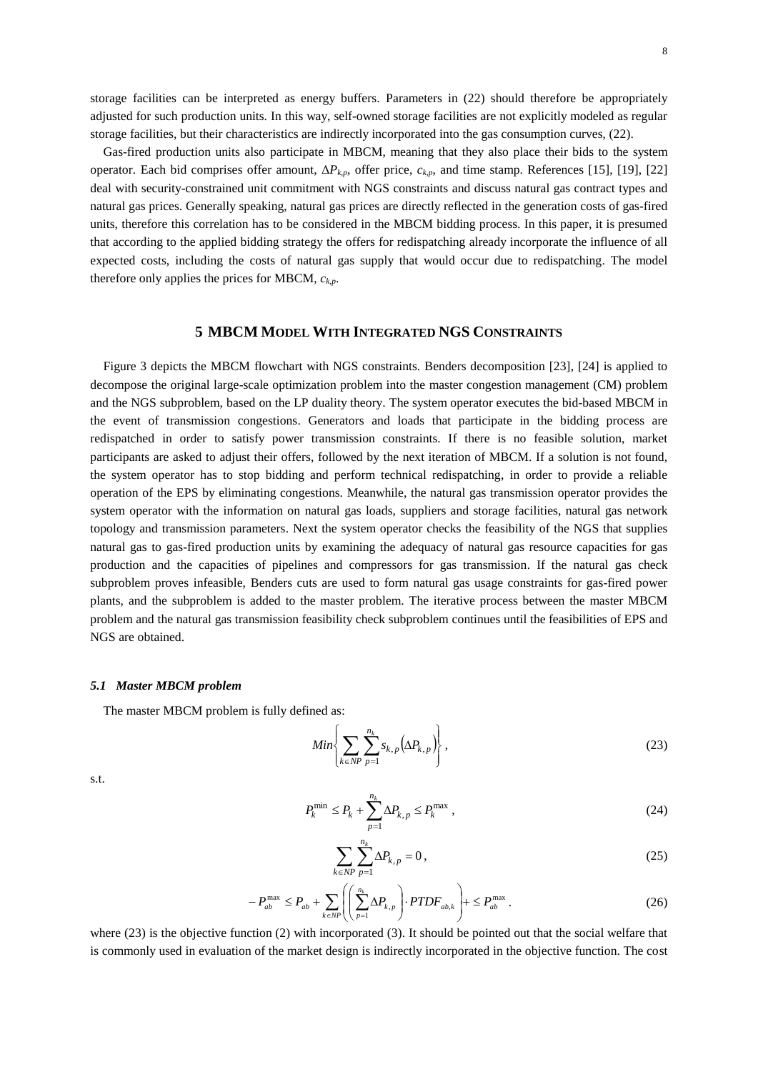storage facilities can be interpreted as energy buffers. Parameters in (22) should therefore be appropriately adjusted for such production units. In this way, self-owned storage facilities are not explicitly modeled as regular storage facilities, but their characteristics are indirectly incorporated into the gas consumption curves, (22).

Gas-fired production units also participate in MBCM, meaning that they also place their bids to the system operator. Each bid comprises offer amount, $\Delta P_{k,p}$, offer price, $c_{k,p}$, and time stamp. References [15], [19], [22] deal with security-constrained unit commitment with NGS constraints and discuss natural gas contract types and natural gas prices. Generally speaking, natural gas prices are directly reflected in the generation costs of gas-fired units, therefore this correlation has to be considered in the MBCM bidding process. In this paper, it is presumed that according to the applied bidding strategy the offers for redispatching already incorporate the influence of all expected costs, including the costs of natural gas supply that would occur due to redispatching. The model therefore only applies the prices for MBCM, $c_{k,p}$.

## 5 MBCM Model With Integrated NGS Constraints

Figure 3 depicts the MBCM flowchart with NGS constraints. Benders decomposition [23], [24] is applied to decompose the original large-scale optimization problem into the master congestion management (CM) problem and the NGS subproblem, based on the LP duality theory. The system operator executes the bid-based MBCM in the event of transmission congestions. Generators and loads that participate in the bidding process are redispatched in order to satisfy power transmission constraints. If there is no feasible solution, market participants are asked to adjust their offers, followed by the next iteration of MBCM. If a solution is not found, the system operator has to stop bidding and perform technical redispatching, in order to provide a reliable operation of the EPS by eliminating congestions. Meanwhile, the natural gas transmission operator provides the system operator with the information on natural gas loads, suppliers and storage facilities, natural gas network topology and transmission parameters. Next the system operator checks the feasibility of the NGS that supplies natural gas to gas-fired production units by examining the adequacy of natural gas resource capacities for gas production and the capacities of pipelines and compressors for gas transmission. If the natural gas check subproblem proves infeasible, Benders cuts are used to form natural gas usage constraints for gas-fired power plants, and the subproblem is added to the master problem. The iterative process between the master MBCM problem and the natural gas transmission feasibility check subproblem continues until the feasibilities of EPS and NGS are obtained.

### *5.1 Master MBCM problem*

The master MBCM problem is fully defined as:

$$Min\left\{\sum_{k\in NP}\sum_{p=1}^{n_k} s_{k,p}\left(\Delta P_{k,p}\right)\right\}, \tag{23}$$

s.t.

$$P_k^{\min} \le P_k + \sum_{p=1}^{n_k}\Delta P_{k,p} \le P_k^{\max}, \tag{24}$$

$$\sum_{k\in NP}\sum_{p=1}^{n_k}\Delta P_{k,p} = 0, \tag{25}$$

$$-P_{ab}^{\max} \le P_{ab} + \sum_{k\in NP}\left(\left(\sum_{p=1}^{n_k}\Delta P_{k,p}\right)\cdot PTDF_{ab,k}\right) \le P_{ab}^{\max}. \tag{26}$$

where (23) is the objective function (2) with incorporated (3). It should be pointed out that the social welfare that is commonly used in evaluation of the market design is indirectly incorporated in the objective function. The cost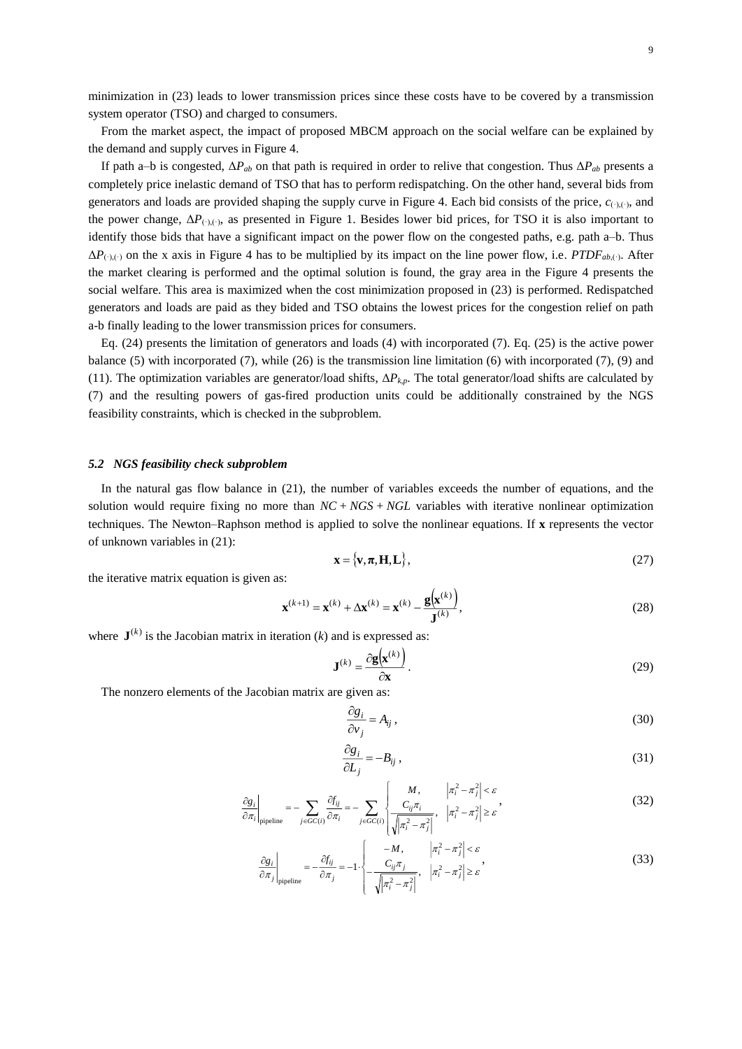minimization in (23) leads to lower transmission prices since these costs have to be covered by a transmission system operator (TSO) and charged to consumers.

From the market aspect, the impact of proposed MBCM approach on the social welfare can be explained by the demand and supply curves in Figure 4.

If path a–b is congested, $\Delta P_{ab}$ on that path is required in order to relive that congestion. Thus $\Delta P_{ab}$ presents a completely price inelastic demand of TSO that has to perform redispatching. On the other hand, several bids from generators and loads are provided shaping the supply curve in Figure 4. Each bid consists of the price, $c_{(\cdot),(\cdot)}$, and the power change, $\Delta P_{(\cdot),(\cdot)}$, as presented in Figure 1. Besides lower bid prices, for TSO it is also important to identify those bids that have a significant impact on the power flow on the congested paths, e.g. path a–b. Thus $\Delta P_{(\cdot),(\cdot)}$ on the x axis in Figure 4 has to be multiplied by its impact on the line power flow, i.e. $PTDF_{ab,(\cdot)}$. After the market clearing is performed and the optimal solution is found, the gray area in the Figure 4 presents the social welfare. This area is maximized when the cost minimization proposed in (23) is performed. Redispatched generators and loads are paid as they bided and TSO obtains the lowest prices for the congestion relief on path a-b finally leading to the lower transmission prices for consumers.

Eq. (24) presents the limitation of generators and loads (4) with incorporated (7). Eq. (25) is the active power balance (5) with incorporated (7), while (26) is the transmission line limitation (6) with incorporated (7), (9) and (11). The optimization variables are generator/load shifts, $\Delta P_{k,p}$. The total generator/load shifts are calculated by (7) and the resulting powers of gas-fired production units could be additionally constrained by the NGS feasibility constraints, which is checked in the subproblem.

### *5.2 NGS feasibility check subproblem*

In the natural gas flow balance in (21), the number of variables exceeds the number of equations, and the solution would require fixing no more than $NC + NGS + NGL$ variables with iterative nonlinear optimization techniques. The Newton–Raphson method is applied to solve the nonlinear equations. If $\mathbf{x}$ represents the vector of unknown variables in (21):

$$\mathbf{x} = \{\mathbf{v}, \boldsymbol{\pi}, \mathbf{H}, \mathbf{L}\}, \tag{27}$$

the iterative matrix equation is given as:

$$\mathbf{x}^{(k+1)} = \mathbf{x}^{(k)} + \Delta\mathbf{x}^{(k)} = \mathbf{x}^{(k)} - \frac{\mathbf{g}\left(\mathbf{x}^{(k)}\right)}{\mathbf{J}^{(k)}}, \tag{28}$$

where $\mathbf{J}^{(k)}$ is the Jacobian matrix in iteration ($k$) and is expressed as:

$$\mathbf{J}^{(k)} = \frac{\partial \mathbf{g}\left(\mathbf{x}^{(k)}\right)}{\partial \mathbf{x}}. \tag{29}$$

The nonzero elements of the Jacobian matrix are given as:

$$\frac{\partial g_i}{\partial v_j} = A_{ij}, \tag{30}$$

$$\frac{\partial g_i}{\partial L_j} = -B_{ij}, \tag{31}$$

$$\left.\frac{\partial g_i}{\partial \pi_i}\right|_{\text{pipeline}} = -\sum_{j \in GC(i)} \frac{\partial f_{ij}}{\partial \pi_i} = -\sum_{j \in GC(i)} \begin{cases} M, & \left|\pi_i^2 - \pi_j^2\right| < \varepsilon \\ \dfrac{C_{ij}\pi_i}{\sqrt{\left|\pi_i^2 - \pi_j^2\right|}}, & \left|\pi_i^2 - \pi_j^2\right| \geq \varepsilon \end{cases}, \tag{32}$$

$$\left.\frac{\partial g_i}{\partial \pi_j}\right|_{\text{pipeline}} = -\frac{\partial f_{ij}}{\partial \pi_j} = -1 \cdot \begin{cases} -M, & \left|\pi_i^2 - \pi_j^2\right| < \varepsilon \\ -\dfrac{C_{ij}\pi_j}{\sqrt{\left|\pi_i^2 - \pi_j^2\right|}}, & \left|\pi_i^2 - \pi_j^2\right| \geq \varepsilon \end{cases}, \tag{33}$$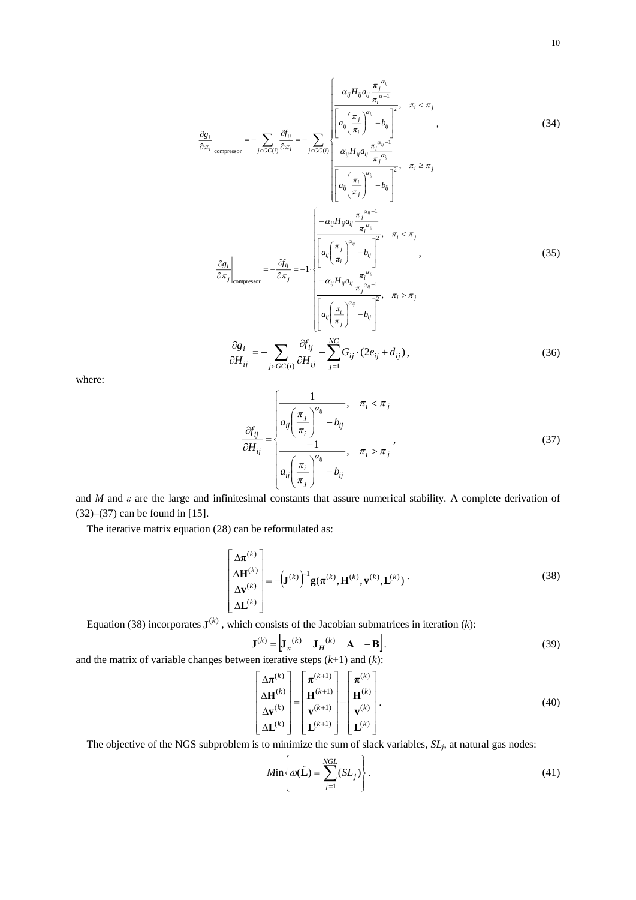$$\left.\frac{\partial g_i}{\partial \pi_i}\right|_{\text{compressor}} = -\sum_{j \in GC(i)} \frac{\partial f_{ij}}{\partial \pi_i} = -\sum_{j \in GC(i)} \begin{cases} \dfrac{\alpha_{ij} H_{ij} a_{ij} \dfrac{\pi_j^{\alpha_{ij}}}{\pi_i^{\alpha+1}}}{\left[ a_{ij} \left( \dfrac{\pi_j}{\pi_i} \right)^{\alpha_{ij}} - b_{ij} \right]^2}, & \pi_i < \pi_j \\[2em] \dfrac{\alpha_{ij} H_{ij} a_{ij} \dfrac{\pi_i^{\alpha_{ij}-1}}{\pi_j^{\alpha_{ij}}}}{\left[ a_{ij} \left( \dfrac{\pi_i}{\pi_j} \right)^{\alpha_{ij}} - b_{ij} \right]^2}, & \pi_i \geq \pi_j \end{cases}, \tag{34}$$

$$\left.\frac{\partial g_i}{\partial \pi_j}\right|_{\text{compressor}} = -\frac{\partial f_{ij}}{\partial \pi_j} = -1 \cdot \begin{cases} \dfrac{-\alpha_{ij} H_{ij} a_{ij} \dfrac{\pi_j^{\alpha_{ij}-1}}{\pi_i^{\alpha_{ij}}}}{\left[ a_{ij} \left( \dfrac{\pi_j}{\pi_i} \right)^{\alpha_{ij}} - b_{ij} \right]^2}, & \pi_i < \pi_j \\[2em] \dfrac{-\alpha_{ij} H_{ij} a_{ij} \dfrac{\pi_i^{\alpha_{ij}}}{\pi_j^{\alpha_{ij}+1}}}{\left[ a_{ij} \left( \dfrac{\pi_i}{\pi_j} \right)^{\alpha_{ij}} - b_{ij} \right]^2}, & \pi_i > \pi_j \end{cases}, \tag{35}$$

$$\frac{\partial g_i}{\partial H_{ij}} = -\sum_{j \in GC(i)} \frac{\partial f_{ij}}{\partial H_{ij}} - \sum_{j=1}^{NC} G_{ij} \cdot (2e_{ij} + d_{ij}), \tag{36}$$

where:

$$\frac{\partial f_{ij}}{\partial H_{ij}} = \begin{cases} \dfrac{1}{a_{ij} \left( \dfrac{\pi_j}{\pi_i} \right)^{\alpha_{ij}} - b_{ij}}, & \pi_i < \pi_j \\[2em] \dfrac{-1}{a_{ij} \left( \dfrac{\pi_i}{\pi_j} \right)^{\alpha_{ij}} - b_{ij}}, & \pi_i > \pi_j \end{cases}, \tag{37}$$

and $M$ and $\varepsilon$ are the large and infinitesimal constants that assure numerical stability. A complete derivation of (32)–(37) can be found in [15].

The iterative matrix equation (28) can be reformulated as:

$$\begin{bmatrix} \Delta \boldsymbol{\pi}^{(k)} \\ \Delta \mathbf{H}^{(k)} \\ \Delta \mathbf{v}^{(k)} \\ \Delta \mathbf{L}^{(k)} \end{bmatrix} = -\left( \mathbf{J}^{(k)} \right)^{-1} \mathbf{g}(\boldsymbol{\pi}^{(k)}, \mathbf{H}^{(k)}, \mathbf{v}^{(k)}, \mathbf{L}^{(k)}) \,. \tag{38}$$

Equation (38) incorporates $\mathbf{J}^{(k)}$, which consists of the Jacobian submatrices in iteration ($k$):

$$\mathbf{J}^{(k)} = \begin{bmatrix} \mathbf{J}_{\pi}^{(k)} & \mathbf{J}_{H}^{(k)} & \mathbf{A} & -\mathbf{B} \end{bmatrix}. \tag{39}$$

and the matrix of variable changes between iterative steps ($k$+1) and ($k$):

$$\begin{bmatrix} \Delta \boldsymbol{\pi}^{(k)} \\ \Delta \mathbf{H}^{(k)} \\ \Delta \mathbf{v}^{(k)} \\ \Delta \mathbf{L}^{(k)} \end{bmatrix} = \begin{bmatrix} \boldsymbol{\pi}^{(k+1)} \\ \mathbf{H}^{(k+1)} \\ \mathbf{v}^{(k+1)} \\ \mathbf{L}^{(k+1)} \end{bmatrix} - \begin{bmatrix} \boldsymbol{\pi}^{(k)} \\ \mathbf{H}^{(k)} \\ \mathbf{v}^{(k)} \\ \mathbf{L}^{(k)} \end{bmatrix}. \tag{40}$$

The objective of the NGS subproblem is to minimize the sum of slack variables, $SL_j$, at natural gas nodes:

$$Min\left\{ \omega(\hat{\mathbf{L}}) = \sum_{j=1}^{NGL} (SL_j) \right\}. \tag{41}$$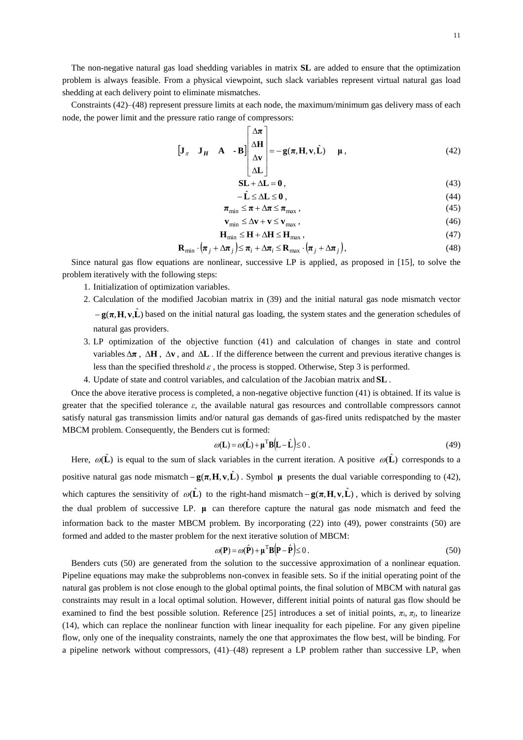The non-negative natural gas load shedding variables in matrix **SL** are added to ensure that the optimization problem is always feasible. From a physical viewpoint, such slack variables represent virtual natural gas load shedding at each delivery point to eliminate mismatches.

Constraints (42)–(48) represent pressure limits at each node, the maximum/minimum gas delivery mass of each node, the power limit and the pressure ratio range of compressors:

$$\begin{bmatrix} \mathbf{J}_{\pi} & \mathbf{J}_{H} & \mathbf{A} & -\mathbf{B} \end{bmatrix} \begin{bmatrix} \Delta\boldsymbol{\pi} \\ \Delta\mathbf{H} \\ \Delta\mathbf{v} \\ \Delta\mathbf{L} \end{bmatrix} = -\mathbf{g}(\boldsymbol{\pi}, \mathbf{H}, \mathbf{v}, \hat{\mathbf{L}}) \quad \boldsymbol{\mu}, \tag{42}$$

$$\mathbf{SL} + \Delta\mathbf{L} = \mathbf{0}, \tag{43}$$

$$-\hat{\mathbf{L}} \le \Delta\mathbf{L} \le \mathbf{0}, \tag{44}$$

$$\boldsymbol{\pi}_{\min} \le \boldsymbol{\pi} + \Delta\boldsymbol{\pi} \le \boldsymbol{\pi}_{\max}, \tag{45}$$

$$\mathbf{v}_{\min} \le \Delta\mathbf{v} + \mathbf{v} \le \mathbf{v}_{\max}, \tag{46}$$

$$\mathbf{H}_{\min} \le \mathbf{H} + \Delta\mathbf{H} \le \mathbf{H}_{\max}, \tag{47}$$

$$\mathbf{R}_{\min} \cdot (\boldsymbol{\pi}_j + \Delta\boldsymbol{\pi}_j) \le \boldsymbol{\pi}_i + \Delta\boldsymbol{\pi}_i \le \mathbf{R}_{\max} \cdot (\boldsymbol{\pi}_j + \Delta\boldsymbol{\pi}_j), \tag{48}$$

Since natural gas flow equations are nonlinear, successive LP is applied, as proposed in [15], to solve the problem iteratively with the following steps:

1. Initialization of optimization variables.
2. Calculation of the modified Jacobian matrix in (39) and the initial natural gas node mismatch vector $-\mathbf{g}(\boldsymbol{\pi}, \mathbf{H}, \mathbf{v}, \hat{\mathbf{L}})$ based on the initial natural gas loading, the system states and the generation schedules of natural gas providers.
3. LP optimization of the objective function (41) and calculation of changes in state and control variables $\Delta\boldsymbol{\pi}$, $\Delta\mathbf{H}$, $\Delta\mathbf{v}$, and $\Delta\mathbf{L}$. If the difference between the current and previous iterative changes is less than the specified threshold $\varepsilon$, the process is stopped. Otherwise, Step 3 is performed.
4. Update of state and control variables, and calculation of the Jacobian matrix and $\mathbf{SL}$.

Once the above iterative process is completed, a non-negative objective function (41) is obtained. If its value is greater that the specified tolerance $\varepsilon$, the available natural gas resources and controllable compressors cannot satisfy natural gas transmission limits and/or natural gas demands of gas-fired units redispatched by the master MBCM problem. Consequently, the Benders cut is formed:

$$\omega(\mathbf{L}) = \omega(\hat{\mathbf{L}}) + \boldsymbol{\mu}^{\mathrm{T}}\mathbf{B}(\mathbf{L} - \hat{\mathbf{L}}) \le 0. \tag{49}$$

Here, $\omega(\hat{\mathbf{L}})$ is equal to the sum of slack variables in the current iteration. A positive $\omega(\hat{\mathbf{L}})$ corresponds to a positive natural gas node mismatch $-\mathbf{g}(\boldsymbol{\pi}, \mathbf{H}, \mathbf{v}, \hat{\mathbf{L}})$. Symbol $\boldsymbol{\mu}$ presents the dual variable corresponding to (42), which captures the sensitivity of $\omega(\hat{\mathbf{L}})$ to the right-hand mismatch $-\mathbf{g}(\boldsymbol{\pi}, \mathbf{H}, \mathbf{v}, \hat{\mathbf{L}})$, which is derived by solving the dual problem of successive LP. $\boldsymbol{\mu}$ can therefore capture the natural gas node mismatch and feed the information back to the master MBCM problem. By incorporating (22) into (49), power constraints (50) are formed and added to the master problem for the next iterative solution of MBCM:

$$\omega(\mathbf{P}) = \omega(\hat{\mathbf{P}}) + \boldsymbol{\mu}^{\mathrm{T}}\mathbf{B}(\mathbf{P} - \hat{\mathbf{P}}) \le 0. \tag{50}$$

Benders cuts (50) are generated from the solution to the successive approximation of a nonlinear equation. Pipeline equations may make the subproblems non-convex in feasible sets. So if the initial operating point of the natural gas problem is not close enough to the global optimal points, the final solution of MBCM with natural gas constraints may result in a local optimal solution. However, different initial points of natural gas flow should be examined to find the best possible solution. Reference [25] introduces a set of initial points, $\pi_i$, $\pi_j$, to linearize (14), which can replace the nonlinear function with linear inequality for each pipeline. For any given pipeline flow, only one of the inequality constraints, namely the one that approximates the flow best, will be binding. For a pipeline network without compressors, (41)–(48) represent a LP problem rather than successive LP, when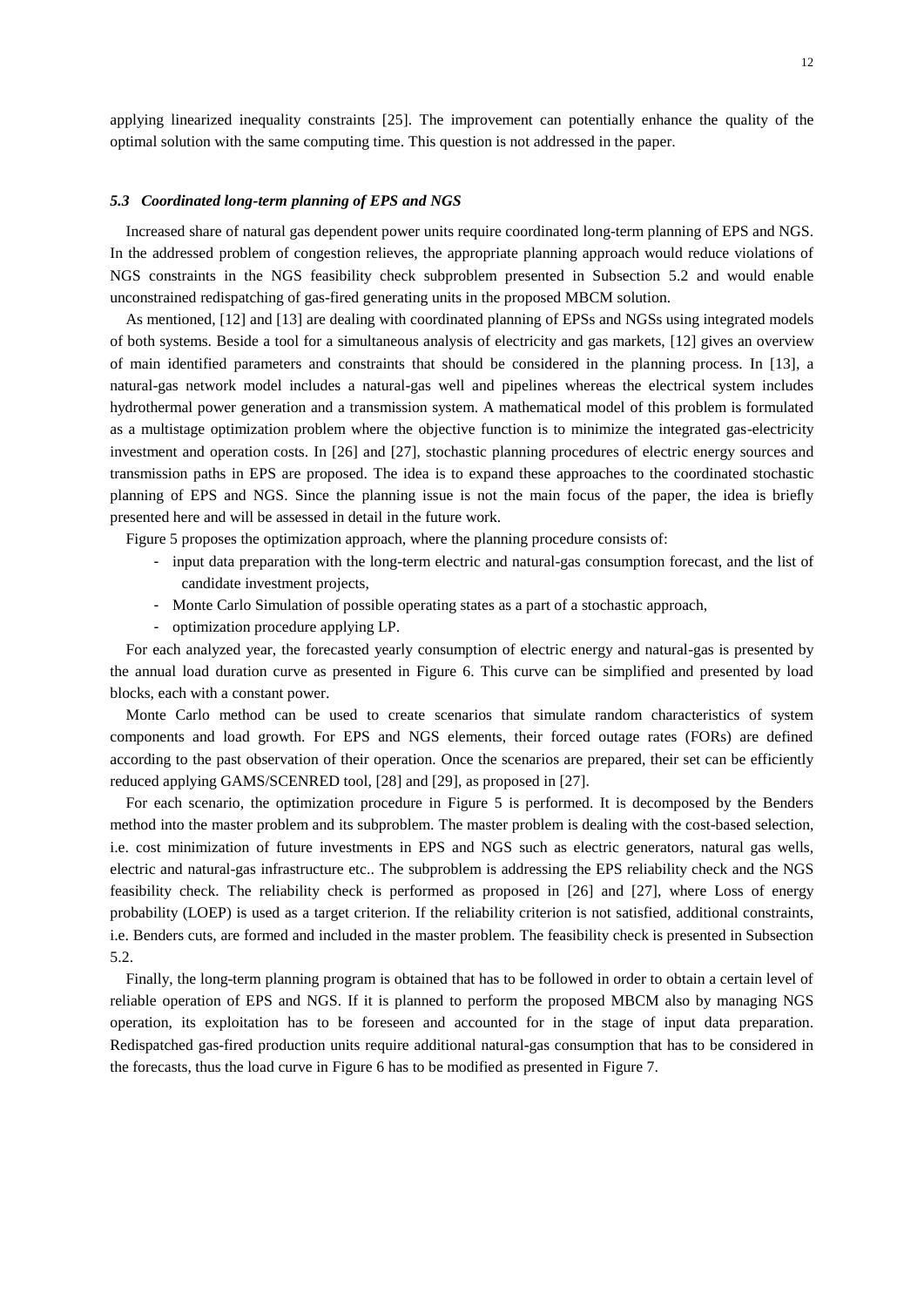applying linearized inequality constraints [25]. The improvement can potentially enhance the quality of the optimal solution with the same computing time. This question is not addressed in the paper.

### *5.3 Coordinated long-term planning of EPS and NGS*

Increased share of natural gas dependent power units require coordinated long-term planning of EPS and NGS. In the addressed problem of congestion relieves, the appropriate planning approach would reduce violations of NGS constraints in the NGS feasibility check subproblem presented in Subsection 5.2 and would enable unconstrained redispatching of gas-fired generating units in the proposed MBCM solution.

As mentioned, [12] and [13] are dealing with coordinated planning of EPSs and NGSs using integrated models of both systems. Beside a tool for a simultaneous analysis of electricity and gas markets, [12] gives an overview of main identified parameters and constraints that should be considered in the planning process. In [13], a natural-gas network model includes a natural-gas well and pipelines whereas the electrical system includes hydrothermal power generation and a transmission system. A mathematical model of this problem is formulated as a multistage optimization problem where the objective function is to minimize the integrated gas-electricity investment and operation costs. In [26] and [27], stochastic planning procedures of electric energy sources and transmission paths in EPS are proposed. The idea is to expand these approaches to the coordinated stochastic planning of EPS and NGS. Since the planning issue is not the main focus of the paper, the idea is briefly presented here and will be assessed in detail in the future work.

Figure 5 proposes the optimization approach, where the planning procedure consists of:

- input data preparation with the long-term electric and natural-gas consumption forecast, and the list of candidate investment projects,
- Monte Carlo Simulation of possible operating states as a part of a stochastic approach,
- optimization procedure applying LP.

For each analyzed year, the forecasted yearly consumption of electric energy and natural-gas is presented by the annual load duration curve as presented in Figure 6. This curve can be simplified and presented by load blocks, each with a constant power.

Monte Carlo method can be used to create scenarios that simulate random characteristics of system components and load growth. For EPS and NGS elements, their forced outage rates (FORs) are defined according to the past observation of their operation. Once the scenarios are prepared, their set can be efficiently reduced applying GAMS/SCENRED tool, [28] and [29], as proposed in [27].

For each scenario, the optimization procedure in Figure 5 is performed. It is decomposed by the Benders method into the master problem and its subproblem. The master problem is dealing with the cost-based selection, i.e. cost minimization of future investments in EPS and NGS such as electric generators, natural gas wells, electric and natural-gas infrastructure etc.. The subproblem is addressing the EPS reliability check and the NGS feasibility check. The reliability check is performed as proposed in [26] and [27], where Loss of energy probability (LOEP) is used as a target criterion. If the reliability criterion is not satisfied, additional constraints, i.e. Benders cuts, are formed and included in the master problem. The feasibility check is presented in Subsection 5.2.

Finally, the long-term planning program is obtained that has to be followed in order to obtain a certain level of reliable operation of EPS and NGS. If it is planned to perform the proposed MBCM also by managing NGS operation, its exploitation has to be foreseen and accounted for in the stage of input data preparation. Redispatched gas-fired production units require additional natural-gas consumption that has to be considered in the forecasts, thus the load curve in Figure 6 has to be modified as presented in Figure 7.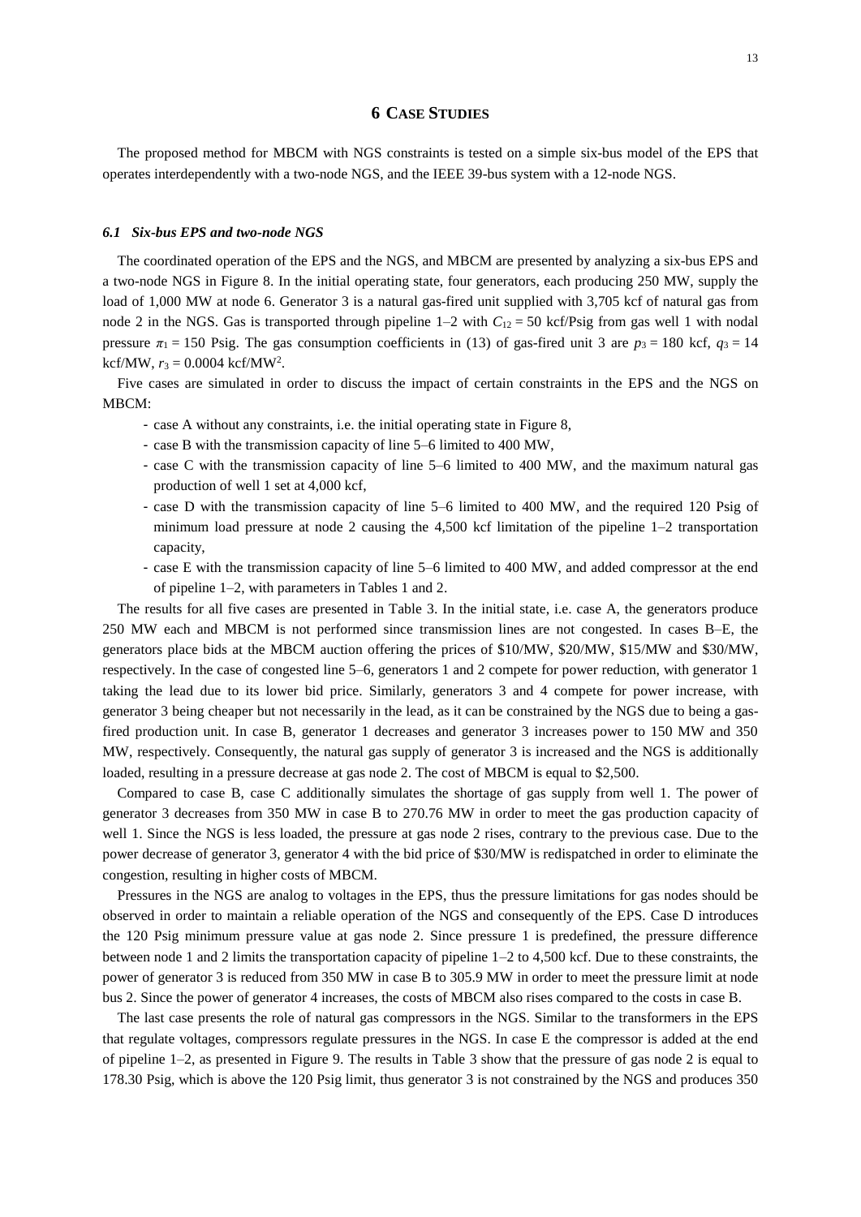# 6 CASE STUDIES

The proposed method for MBCM with NGS constraints is tested on a simple six-bus model of the EPS that operates interdependently with a two-node NGS, and the IEEE 39-bus system with a 12-node NGS.

### *6.1 Six-bus EPS and two-node NGS*

The coordinated operation of the EPS and the NGS, and MBCM are presented by analyzing a six-bus EPS and a two-node NGS in Figure 8. In the initial operating state, four generators, each producing 250 MW, supply the load of 1,000 MW at node 6. Generator 3 is a natural gas-fired unit supplied with 3,705 kcf of natural gas from node 2 in the NGS. Gas is transported through pipeline 1–2 with $C_{12} = 50$ kcf/Psig from gas well 1 with nodal pressure $\pi_1 = 150$ Psig. The gas consumption coefficients in (13) of gas-fired unit 3 are $p_3 = 180$ kcf, $q_3 = 14$ kcf/MW, $r_3 = 0.0004$ kcf/MW$^2$.

Five cases are simulated in order to discuss the impact of certain constraints in the EPS and the NGS on MBCM:

- case A without any constraints, i.e. the initial operating state in Figure 8,
- case B with the transmission capacity of line 5–6 limited to 400 MW,
- case C with the transmission capacity of line 5–6 limited to 400 MW, and the maximum natural gas production of well 1 set at 4,000 kcf,
- case D with the transmission capacity of line 5–6 limited to 400 MW, and the required 120 Psig of minimum load pressure at node 2 causing the 4,500 kcf limitation of the pipeline 1–2 transportation capacity,
- case E with the transmission capacity of line 5–6 limited to 400 MW, and added compressor at the end of pipeline 1–2, with parameters in Tables 1 and 2.

The results for all five cases are presented in Table 3. In the initial state, i.e. case A, the generators produce 250 MW each and MBCM is not performed since transmission lines are not congested. In cases B–E, the generators place bids at the MBCM auction offering the prices of \$10/MW, \$20/MW, \$15/MW and \$30/MW, respectively. In the case of congested line 5–6, generators 1 and 2 compete for power reduction, with generator 1 taking the lead due to its lower bid price. Similarly, generators 3 and 4 compete for power increase, with generator 3 being cheaper but not necessarily in the lead, as it can be constrained by the NGS due to being a gas-fired production unit. In case B, generator 1 decreases and generator 3 increases power to 150 MW and 350 MW, respectively. Consequently, the natural gas supply of generator 3 is increased and the NGS is additionally loaded, resulting in a pressure decrease at gas node 2. The cost of MBCM is equal to \$2,500.

Compared to case B, case C additionally simulates the shortage of gas supply from well 1. The power of generator 3 decreases from 350 MW in case B to 270.76 MW in order to meet the gas production capacity of well 1. Since the NGS is less loaded, the pressure at gas node 2 rises, contrary to the previous case. Due to the power decrease of generator 3, generator 4 with the bid price of \$30/MW is redispatched in order to eliminate the congestion, resulting in higher costs of MBCM.

Pressures in the NGS are analog to voltages in the EPS, thus the pressure limitations for gas nodes should be observed in order to maintain a reliable operation of the NGS and consequently of the EPS. Case D introduces the 120 Psig minimum pressure value at gas node 2. Since pressure 1 is predefined, the pressure difference between node 1 and 2 limits the transportation capacity of pipeline 1–2 to 4,500 kcf. Due to these constraints, the power of generator 3 is reduced from 350 MW in case B to 305.9 MW in order to meet the pressure limit at node bus 2. Since the power of generator 4 increases, the costs of MBCM also rises compared to the costs in case B.

The last case presents the role of natural gas compressors in the NGS. Similar to the transformers in the EPS that regulate voltages, compressors regulate pressures in the NGS. In case E the compressor is added at the end of pipeline 1–2, as presented in Figure 9. The results in Table 3 show that the pressure of gas node 2 is equal to 178.30 Psig, which is above the 120 Psig limit, thus generator 3 is not constrained by the NGS and produces 350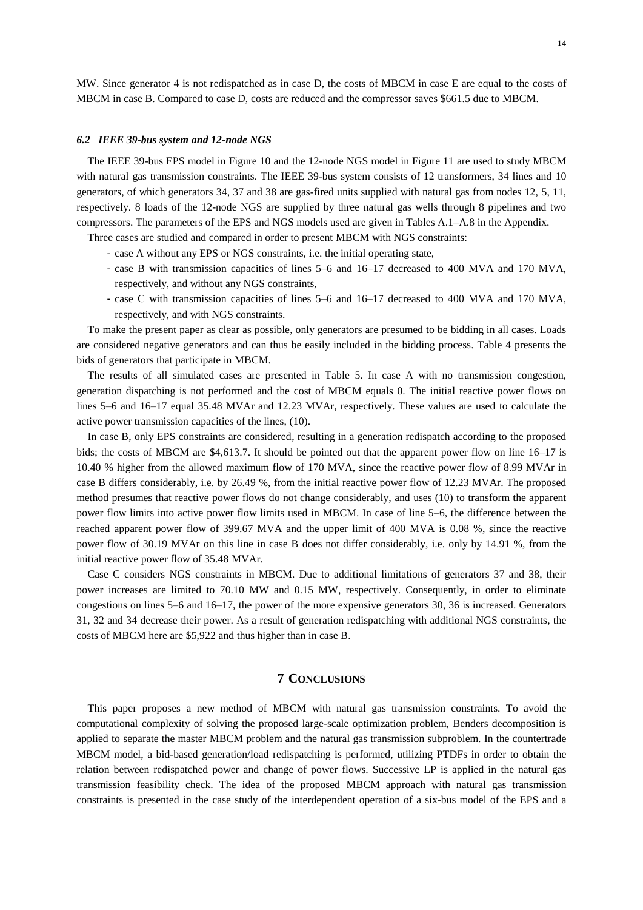MW. Since generator 4 is not redispatched as in case D, the costs of MBCM in case E are equal to the costs of MBCM in case B. Compared to case D, costs are reduced and the compressor saves \$661.5 due to MBCM.

### *6.2 IEEE 39-bus system and 12-node NGS*

The IEEE 39-bus EPS model in Figure 10 and the 12-node NGS model in Figure 11 are used to study MBCM with natural gas transmission constraints. The IEEE 39-bus system consists of 12 transformers, 34 lines and 10 generators, of which generators 34, 37 and 38 are gas-fired units supplied with natural gas from nodes 12, 5, 11, respectively. 8 loads of the 12-node NGS are supplied by three natural gas wells through 8 pipelines and two compressors. The parameters of the EPS and NGS models used are given in Tables A.1–A.8 in the Appendix.

Three cases are studied and compared in order to present MBCM with NGS constraints:

- case A without any EPS or NGS constraints, i.e. the initial operating state,
- case B with transmission capacities of lines 5–6 and 16–17 decreased to 400 MVA and 170 MVA, respectively, and without any NGS constraints,
- case C with transmission capacities of lines 5–6 and 16–17 decreased to 400 MVA and 170 MVA, respectively, and with NGS constraints.

To make the present paper as clear as possible, only generators are presumed to be bidding in all cases. Loads are considered negative generators and can thus be easily included in the bidding process. Table 4 presents the bids of generators that participate in MBCM.

The results of all simulated cases are presented in Table 5. In case A with no transmission congestion, generation dispatching is not performed and the cost of MBCM equals 0. The initial reactive power flows on lines 5–6 and 16–17 equal 35.48 MVAr and 12.23 MVAr, respectively. These values are used to calculate the active power transmission capacities of the lines, (10).

In case B, only EPS constraints are considered, resulting in a generation redispatch according to the proposed bids; the costs of MBCM are \$4,613.7. It should be pointed out that the apparent power flow on line 16–17 is 10.40 % higher from the allowed maximum flow of 170 MVA, since the reactive power flow of 8.99 MVAr in case B differs considerably, i.e. by 26.49 %, from the initial reactive power flow of 12.23 MVAr. The proposed method presumes that reactive power flows do not change considerably, and uses (10) to transform the apparent power flow limits into active power flow limits used in MBCM. In case of line 5–6, the difference between the reached apparent power flow of 399.67 MVA and the upper limit of 400 MVA is 0.08 %, since the reactive power flow of 30.19 MVAr on this line in case B does not differ considerably, i.e. only by 14.91 %, from the initial reactive power flow of 35.48 MVAr.

Case C considers NGS constraints in MBCM. Due to additional limitations of generators 37 and 38, their power increases are limited to 70.10 MW and 0.15 MW, respectively. Consequently, in order to eliminate congestions on lines 5–6 and 16–17, the power of the more expensive generators 30, 36 is increased. Generators 31, 32 and 34 decrease their power. As a result of generation redispatching with additional NGS constraints, the costs of MBCM here are \$5,922 and thus higher than in case B.

## 7 Conclusions

This paper proposes a new method of MBCM with natural gas transmission constraints. To avoid the computational complexity of solving the proposed large-scale optimization problem, Benders decomposition is applied to separate the master MBCM problem and the natural gas transmission subproblem. In the countertrade MBCM model, a bid-based generation/load redispatching is performed, utilizing PTDFs in order to obtain the relation between redispatched power and change of power flows. Successive LP is applied in the natural gas transmission feasibility check. The idea of the proposed MBCM approach with natural gas transmission constraints is presented in the case study of the interdependent operation of a six-bus model of the EPS and a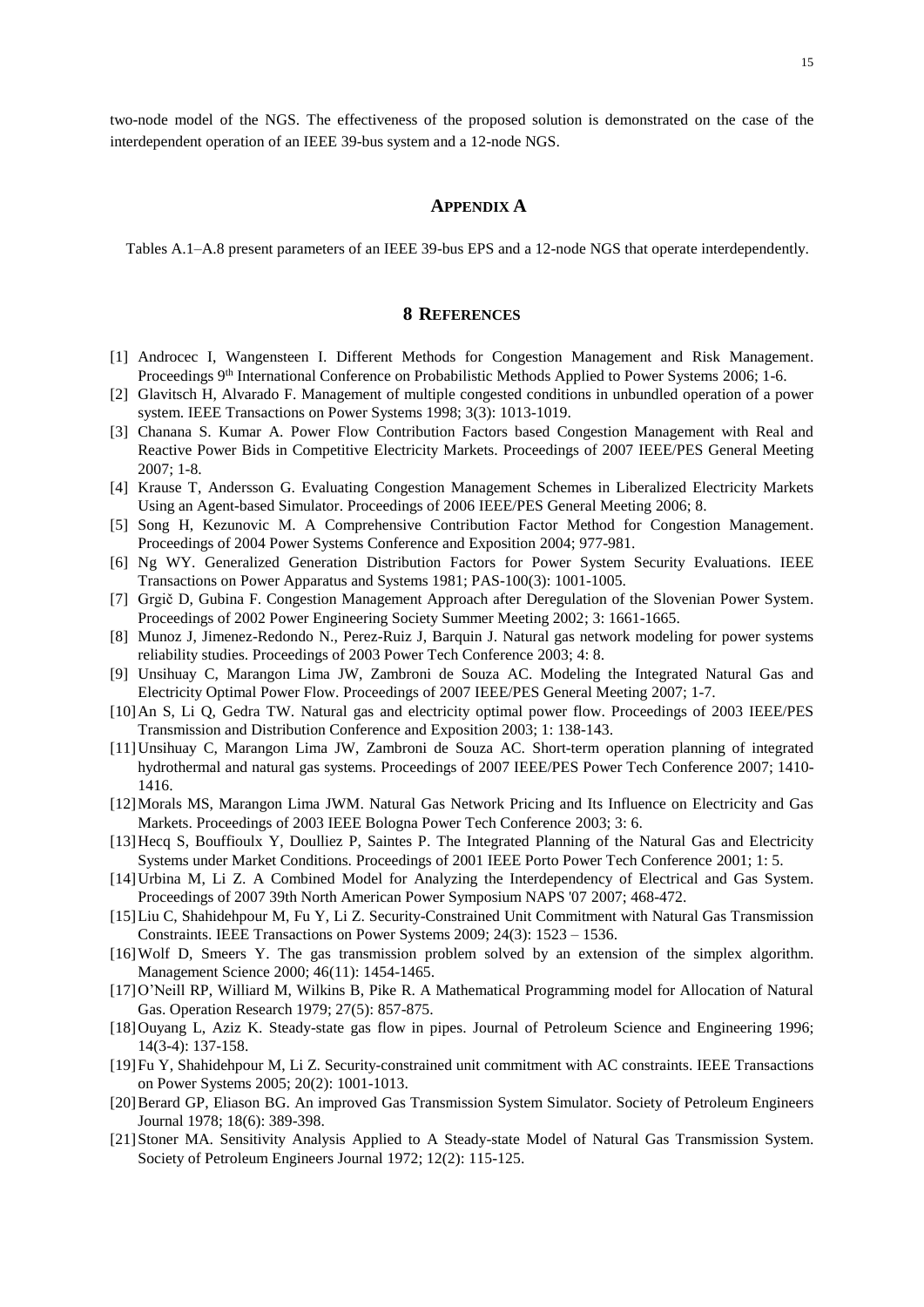two-node model of the NGS. The effectiveness of the proposed solution is demonstrated on the case of the interdependent operation of an IEEE 39-bus system and a 12-node NGS.

## APPENDIX A

Tables A.1–A.8 present parameters of an IEEE 39-bus EPS and a 12-node NGS that operate interdependently.

## 8 REFERENCES

[1] Androcec I, Wangensteen I. Different Methods for Congestion Management and Risk Management. Proceedings 9th International Conference on Probabilistic Methods Applied to Power Systems 2006; 1-6.

[2] Glavitsch H, Alvarado F. Management of multiple congested conditions in unbundled operation of a power system. IEEE Transactions on Power Systems 1998; 3(3): 1013-1019.

[3] Chanana S. Kumar A. Power Flow Contribution Factors based Congestion Management with Real and Reactive Power Bids in Competitive Electricity Markets. Proceedings of 2007 IEEE/PES General Meeting 2007; 1-8.

[4] Krause T, Andersson G. Evaluating Congestion Management Schemes in Liberalized Electricity Markets Using an Agent-based Simulator. Proceedings of 2006 IEEE/PES General Meeting 2006; 8.

[5] Song H, Kezunovic M. A Comprehensive Contribution Factor Method for Congestion Management. Proceedings of 2004 Power Systems Conference and Exposition 2004; 977-981.

[6] Ng WY. Generalized Generation Distribution Factors for Power System Security Evaluations. IEEE Transactions on Power Apparatus and Systems 1981; PAS-100(3): 1001-1005.

[7] Grgič D, Gubina F. Congestion Management Approach after Deregulation of the Slovenian Power System. Proceedings of 2002 Power Engineering Society Summer Meeting 2002; 3: 1661-1665.

[8] Munoz J, Jimenez-Redondo N., Perez-Ruiz J, Barquin J. Natural gas network modeling for power systems reliability studies. Proceedings of 2003 Power Tech Conference 2003; 4: 8.

[9] Unsihuay C, Marangon Lima JW, Zambroni de Souza AC. Modeling the Integrated Natural Gas and Electricity Optimal Power Flow. Proceedings of 2007 IEEE/PES General Meeting 2007; 1-7.

[10] An S, Li Q, Gedra TW. Natural gas and electricity optimal power flow. Proceedings of 2003 IEEE/PES Transmission and Distribution Conference and Exposition 2003; 1: 138-143.

[11] Unsihuay C, Marangon Lima JW, Zambroni de Souza AC. Short-term operation planning of integrated hydrothermal and natural gas systems. Proceedings of 2007 IEEE/PES Power Tech Conference 2007; 1410-1416.

[12] Morals MS, Marangon Lima JWM. Natural Gas Network Pricing and Its Influence on Electricity and Gas Markets. Proceedings of 2003 IEEE Bologna Power Tech Conference 2003; 3: 6.

[13] Hecq S, Bouffioulx Y, Doulliez P, Saintes P. The Integrated Planning of the Natural Gas and Electricity Systems under Market Conditions. Proceedings of 2001 IEEE Porto Power Tech Conference 2001; 1: 5.

[14] Urbina M, Li Z. A Combined Model for Analyzing the Interdependency of Electrical and Gas System. Proceedings of 2007 39th North American Power Symposium NAPS '07 2007; 468-472.

[15] Liu C, Shahidehpour M, Fu Y, Li Z. Security-Constrained Unit Commitment with Natural Gas Transmission Constraints. IEEE Transactions on Power Systems 2009; 24(3): 1523 – 1536.

[16] Wolf D, Smeers Y. The gas transmission problem solved by an extension of the simplex algorithm. Management Science 2000; 46(11): 1454-1465.

[17] O'Neill RP, Williard M, Wilkins B, Pike R. A Mathematical Programming model for Allocation of Natural Gas. Operation Research 1979; 27(5): 857-875.

[18] Ouyang L, Aziz K. Steady-state gas flow in pipes. Journal of Petroleum Science and Engineering 1996; 14(3-4): 137-158.

[19] Fu Y, Shahidehpour M, Li Z. Security-constrained unit commitment with AC constraints. IEEE Transactions on Power Systems 2005; 20(2): 1001-1013.

[20] Berard GP, Eliason BG. An improved Gas Transmission System Simulator. Society of Petroleum Engineers Journal 1978; 18(6): 389-398.

[21] Stoner MA. Sensitivity Analysis Applied to A Steady-state Model of Natural Gas Transmission System. Society of Petroleum Engineers Journal 1972; 12(2): 115-125.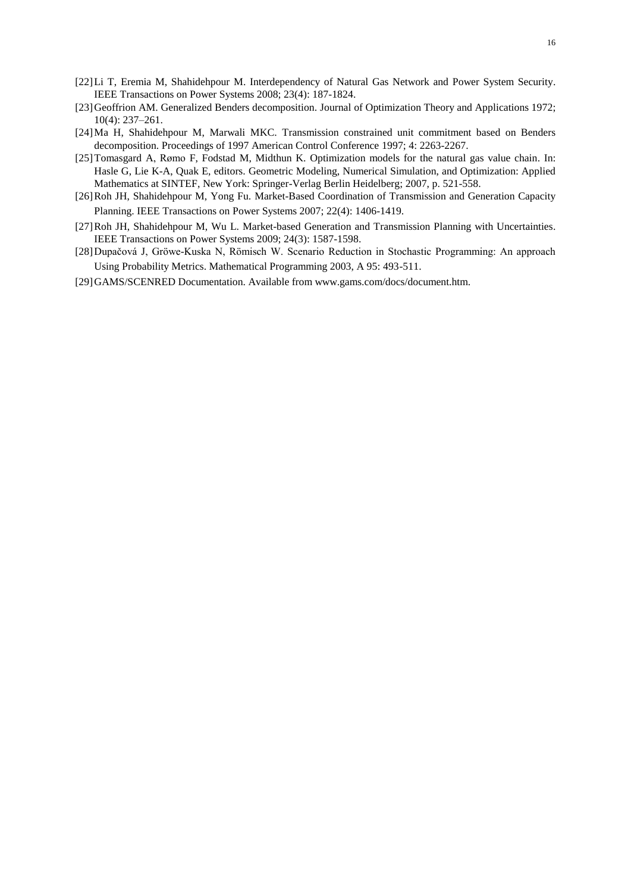[22] Li T, Eremia M, Shahidehpour M. Interdependency of Natural Gas Network and Power System Security. IEEE Transactions on Power Systems 2008; 23(4): 187-1824.

[23] Geoffrion AM. Generalized Benders decomposition. Journal of Optimization Theory and Applications 1972; 10(4): 237–261.

[24] Ma H, Shahidehpour M, Marwali MKC. Transmission constrained unit commitment based on Benders decomposition. Proceedings of 1997 American Control Conference 1997; 4: 2263-2267.

[25] Tomasgard A, Rømo F, Fodstad M, Midthun K. Optimization models for the natural gas value chain. In: Hasle G, Lie K-A, Quak E, editors. Geometric Modeling, Numerical Simulation, and Optimization: Applied Mathematics at SINTEF, New York: Springer-Verlag Berlin Heidelberg; 2007, p. 521-558.

[26] Roh JH, Shahidehpour M, Yong Fu. Market-Based Coordination of Transmission and Generation Capacity Planning. IEEE Transactions on Power Systems 2007; 22(4): 1406-1419.

[27] Roh JH, Shahidehpour M, Wu L. Market-based Generation and Transmission Planning with Uncertainties. IEEE Transactions on Power Systems 2009; 24(3): 1587-1598.

[28] Dupačová J, Gröwe-Kuska N, Römisch W. Scenario Reduction in Stochastic Programming: An approach Using Probability Metrics. Mathematical Programming 2003, A 95: 493-511.

[29] GAMS/SCENRED Documentation. Available from www.gams.com/docs/document.htm.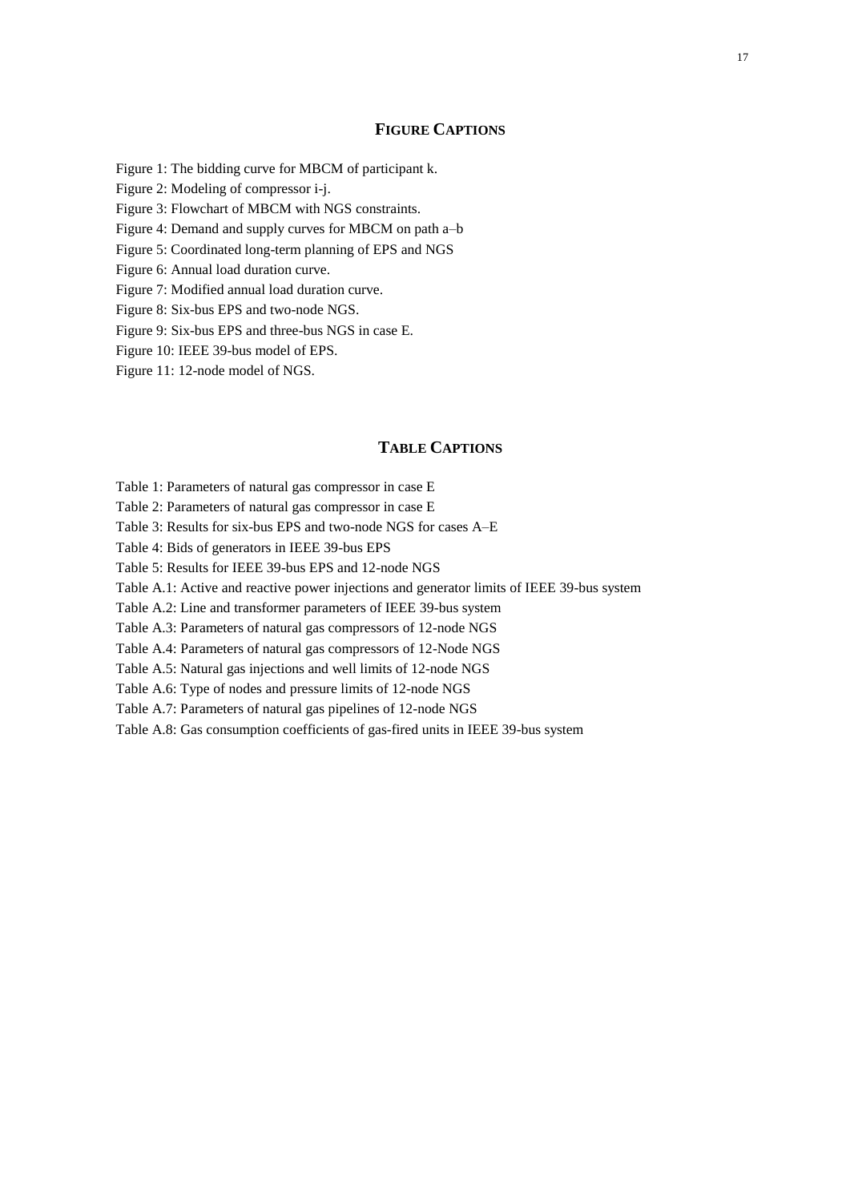## FIGURE CAPTIONS

Figure 1: The bidding curve for MBCM of participant k.

Figure 2: Modeling of compressor i-j.

Figure 3: Flowchart of MBCM with NGS constraints.

Figure 4: Demand and supply curves for MBCM on path a–b

Figure 5: Coordinated long-term planning of EPS and NGS

Figure 6: Annual load duration curve.

Figure 7: Modified annual load duration curve.

Figure 8: Six-bus EPS and two-node NGS.

Figure 9: Six-bus EPS and three-bus NGS in case E.

Figure 10: IEEE 39-bus model of EPS.

Figure 11: 12-node model of NGS.

## TABLE CAPTIONS

Table 1: Parameters of natural gas compressor in case E

Table 2: Parameters of natural gas compressor in case E

Table 3: Results for six-bus EPS and two-node NGS for cases A–E

Table 4: Bids of generators in IEEE 39-bus EPS

Table 5: Results for IEEE 39-bus EPS and 12-node NGS

Table A.1: Active and reactive power injections and generator limits of IEEE 39-bus system

Table A.2: Line and transformer parameters of IEEE 39-bus system

Table A.3: Parameters of natural gas compressors of 12-node NGS

Table A.4: Parameters of natural gas compressors of 12-Node NGS

Table A.5: Natural gas injections and well limits of 12-node NGS

Table A.6: Type of nodes and pressure limits of 12-node NGS

Table A.7: Parameters of natural gas pipelines of 12-node NGS

Table A.8: Gas consumption coefficients of gas-fired units in IEEE 39-bus system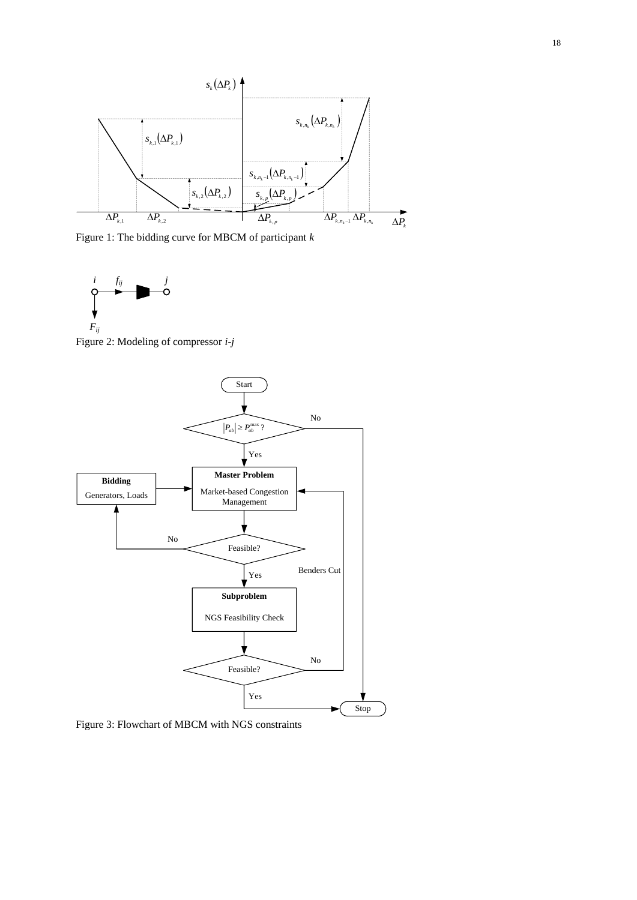Figure 1: The bidding curve for MBCM of participant $k$

Figure 2: Modeling of compressor $i$-$j$

Figure 3: Flowchart of MBCM with NGS constraints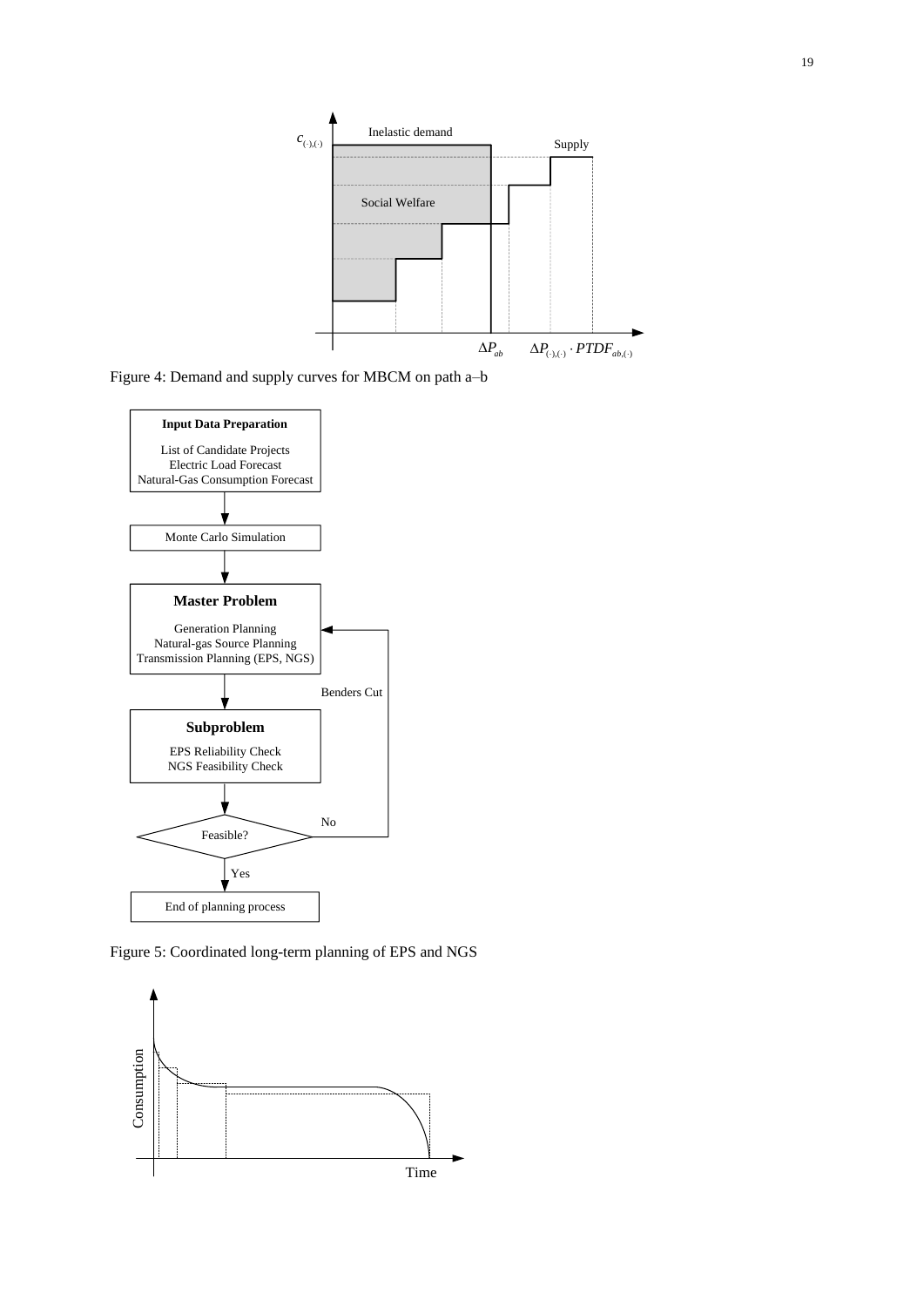Figure 4: Demand and supply curves for MBCM on path a–b

Figure 5: Coordinated long-term planning of EPS and NGS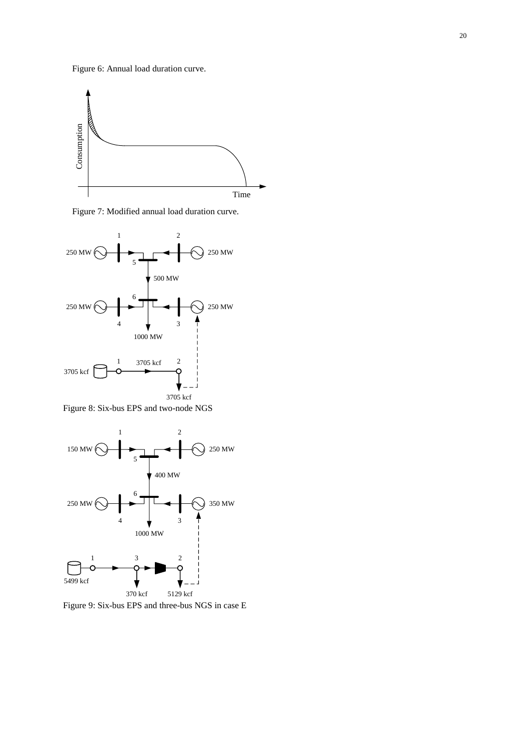Figure 6: Annual load duration curve.

Figure 7: Modified annual load duration curve.

Figure 8: Six-bus EPS and two-node NGS

Figure 9: Six-bus EPS and three-bus NGS in case E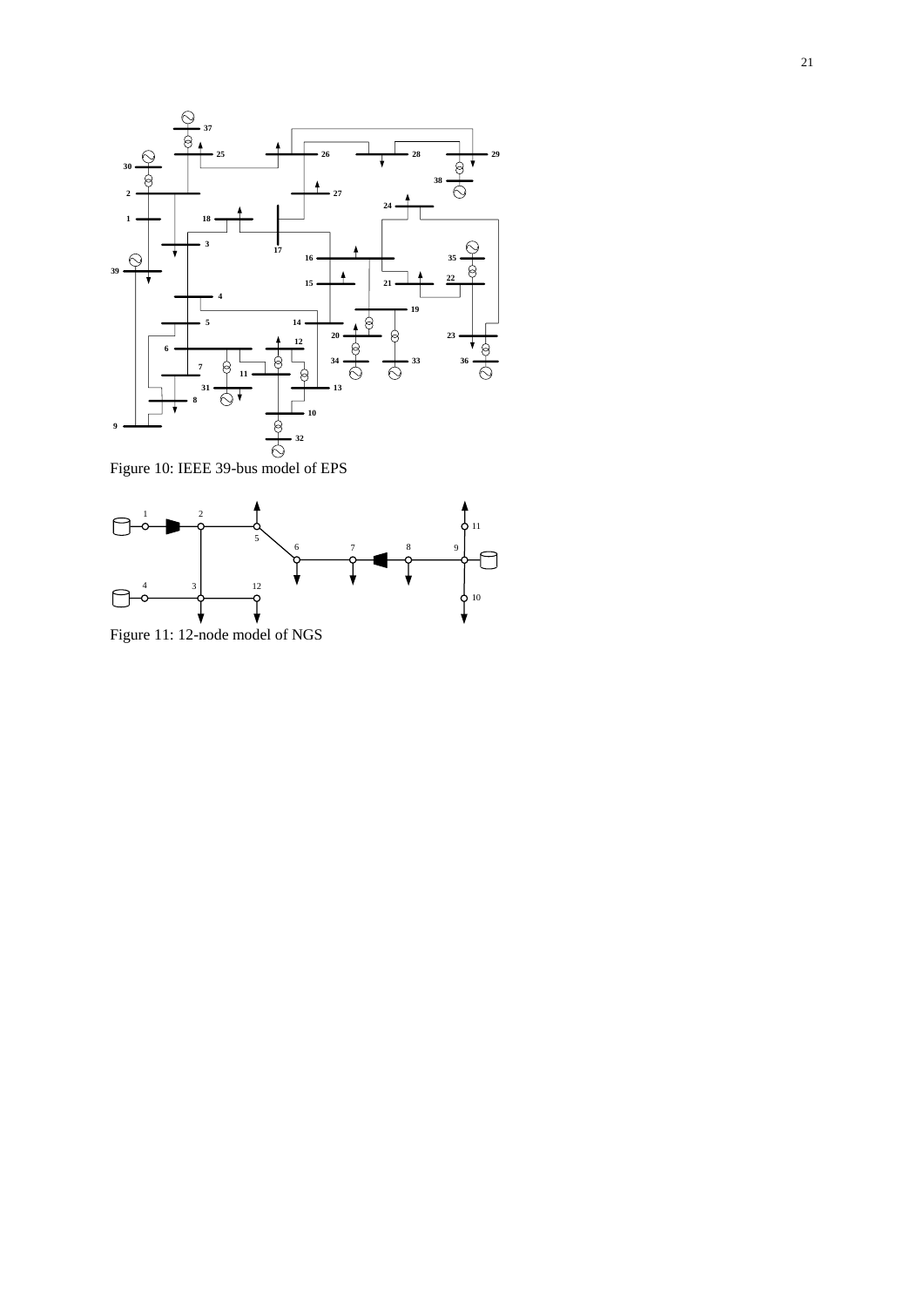Figure 10: IEEE 39-bus model of EPS

Figure 11: 12-node model of NGS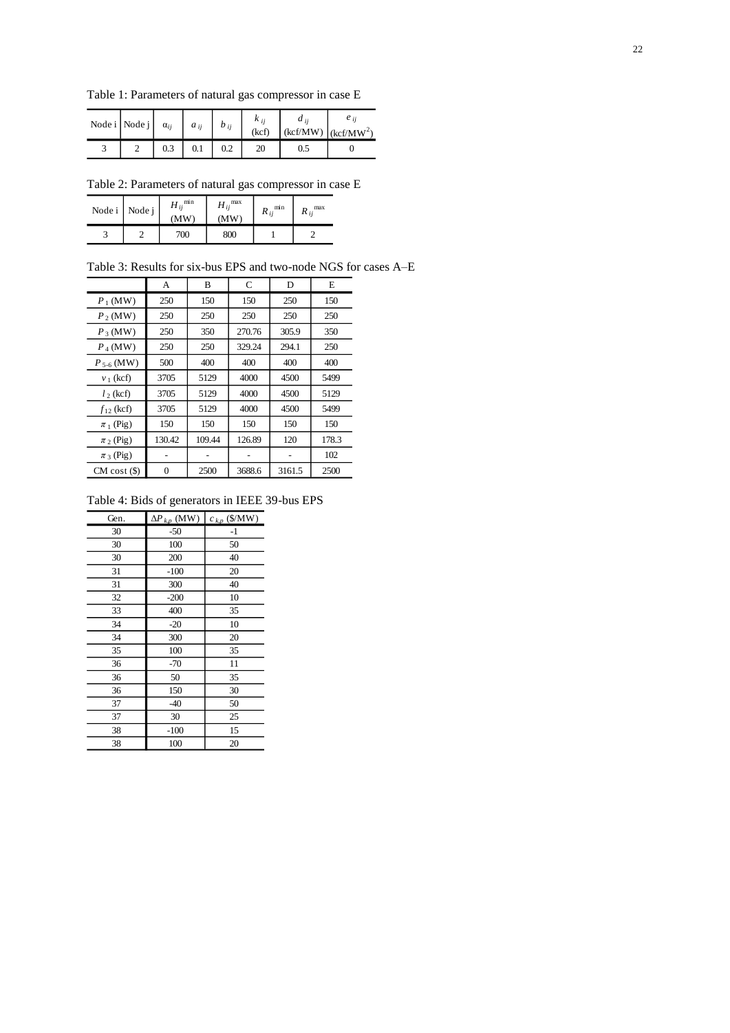Table 1: Parameters of natural gas compressor in case E

| Node i | Node j | $\alpha_{ij}$ | $a_{ij}$ | $b_{ij}$ | $k_{ij}$ (kcf) | $d_{ij}$ (kcf/MW) | $e_{ij}$ (kcf/MW$^2$) |
|---|---|---|---|---|---|---|---|
| 3 | 2 | 0.3 | 0.1 | 0.2 | 20 | 0.5 | 0 |

Table 2: Parameters of natural gas compressor in case E

| Node i | Node j | $H_{ij}^{\min}$ (MW) | $H_{ij}^{\max}$ (MW) | $R_{ij}^{\min}$ | $R_{ij}^{\max}$ |
|---|---|---|---|---|---|
| 3 | 2 | 700 | 800 | 1 | 2 |

Table 3: Results for six-bus EPS and two-node NGS for cases A–E

| | A | B | C | D | E |
|---|---|---|---|---|---|
| $P_1$ (MW) | 250 | 150 | 150 | 250 | 150 |
| $P_2$ (MW) | 250 | 250 | 250 | 250 | 250 |
| $P_3$ (MW) | 250 | 350 | 270.76 | 305.9 | 350 |
| $P_4$ (MW) | 250 | 250 | 329.24 | 294.1 | 250 |
| $P_{5\text{-}6}$ (MW) | 500 | 400 | 400 | 400 | 400 |
| $v_1$ (kcf) | 3705 | 5129 | 4000 | 4500 | 5499 |
| $l_2$ (kcf) | 3705 | 5129 | 4000 | 4500 | 5129 |
| $f_{12}$ (kcf) | 3705 | 5129 | 4000 | 4500 | 5499 |
| $\pi_1$ (Pig) | 150 | 150 | 150 | 150 | 150 |
| $\pi_2$ (Pig) | 130.42 | 109.44 | 126.89 | 120 | 178.3 |
| $\pi_3$ (Pig) | - | - | - | - | 102 |
| CM cost ($) | 0 | 2500 | 3688.6 | 3161.5 | 2500 |

Table 4: Bids of generators in IEEE 39-bus EPS

| Gen. | $\Delta P_{k,p}$ (MW) | $c_{k,p}$ ($/MW) |
|---|---|---|
| 30 | -50 | -1 |
| 30 | 100 | 50 |
| 30 | 200 | 40 |
| 31 | -100 | 20 |
| 31 | 300 | 40 |
| 32 | -200 | 10 |
| 33 | 400 | 35 |
| 34 | -20 | 10 |
| 34 | 300 | 20 |
| 35 | 100 | 35 |
| 36 | -70 | 11 |
| 36 | 50 | 35 |
| 36 | 150 | 30 |
| 37 | -40 | 50 |
| 37 | 30 | 25 |
| 38 | -100 | 15 |
| 38 | 100 | 20 |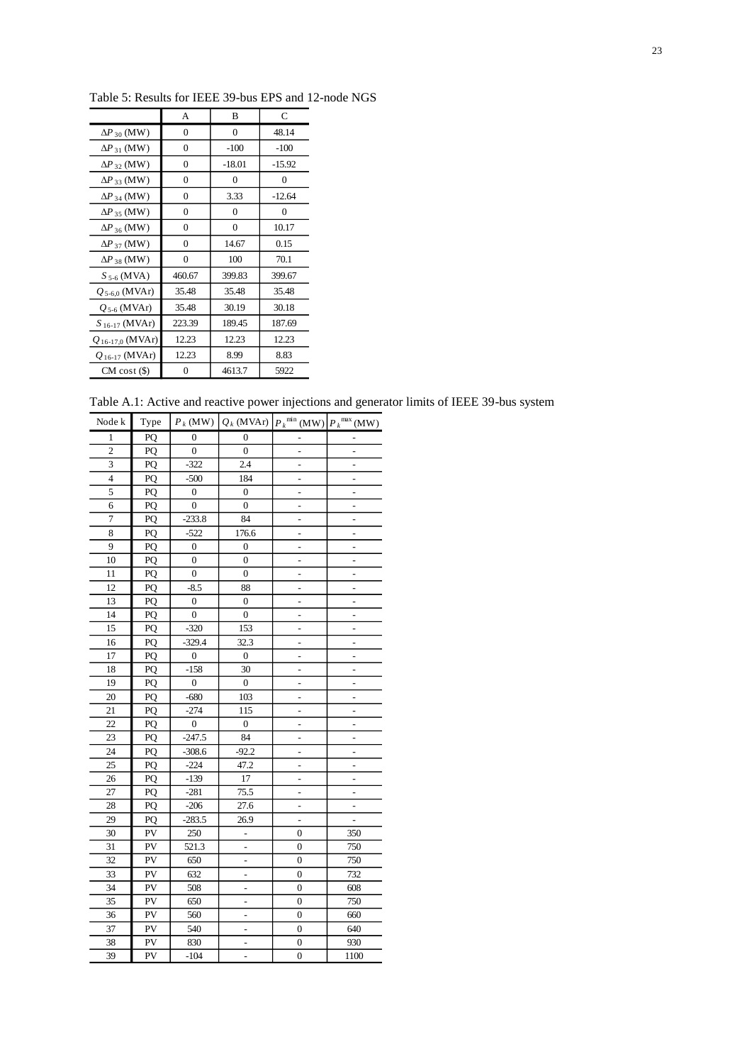Table 5: Results for IEEE 39-bus EPS and 12-node NGS

| | A | B | C |
|---|---|---|---|
| $\Delta P_{30}$ (MW) | 0 | 0 | 48.14 |
| $\Delta P_{31}$ (MW) | 0 | -100 | -100 |
| $\Delta P_{32}$ (MW) | 0 | -18.01 | -15.92 |
| $\Delta P_{33}$ (MW) | 0 | 0 | 0 |
| $\Delta P_{34}$ (MW) | 0 | 3.33 | -12.64 |
| $\Delta P_{35}$ (MW) | 0 | 0 | 0 |
| $\Delta P_{36}$ (MW) | 0 | 0 | 10.17 |
| $\Delta P_{37}$ (MW) | 0 | 14.67 | 0.15 |
| $\Delta P_{38}$ (MW) | 0 | 100 | 70.1 |
| $S_{5\text{-}6}$ (MVA) | 460.67 | 399.83 | 399.67 |
| $Q_{5\text{-}6,0}$ (MVAr) | 35.48 | 35.48 | 35.48 |
| $Q_{5\text{-}6}$ (MVAr) | 35.48 | 30.19 | 30.18 |
| $S_{16\text{-}17}$ (MVAr) | 223.39 | 189.45 | 187.69 |
| $Q_{16\text{-}17,0}$ (MVAr) | 12.23 | 12.23 | 12.23 |
| $Q_{16\text{-}17}$ (MVAr) | 12.23 | 8.99 | 8.83 |
| CM cost ($) | 0 | 4613.7 | 5922 |

Table A.1: Active and reactive power injections and generator limits of IEEE 39-bus system

| Node k | Type | $P_k$ (MW) | $Q_k$ (MVAr) | $P_k^{\min}$ (MW) | $P_k^{\max}$ (MW) |
|---|---|---|---|---|---|
| 1 | PQ | 0 | 0 | - | - |
| 2 | PQ | 0 | 0 | - | - |
| 3 | PQ | -322 | 2.4 | - | - |
| 4 | PQ | -500 | 184 | - | - |
| 5 | PQ | 0 | 0 | - | - |
| 6 | PQ | 0 | 0 | - | - |
| 7 | PQ | -233.8 | 84 | - | - |
| 8 | PQ | -522 | 176.6 | - | - |
| 9 | PQ | 0 | 0 | - | - |
| 10 | PQ | 0 | 0 | - | - |
| 11 | PQ | 0 | 0 | - | - |
| 12 | PQ | -8.5 | 88 | - | - |
| 13 | PQ | 0 | 0 | - | - |
| 14 | PQ | 0 | 0 | - | - |
| 15 | PQ | -320 | 153 | - | - |
| 16 | PQ | -329.4 | 32.3 | - | - |
| 17 | PQ | 0 | 0 | - | - |
| 18 | PQ | -158 | 30 | - | - |
| 19 | PQ | 0 | 0 | - | - |
| 20 | PQ | -680 | 103 | - | - |
| 21 | PQ | -274 | 115 | - | - |
| 22 | PQ | 0 | 0 | - | - |
| 23 | PQ | -247.5 | 84 | - | - |
| 24 | PQ | -308.6 | -92.2 | - | - |
| 25 | PQ | -224 | 47.2 | - | - |
| 26 | PQ | -139 | 17 | - | - |
| 27 | PQ | -281 | 75.5 | - | - |
| 28 | PQ | -206 | 27.6 | - | - |
| 29 | PQ | -283.5 | 26.9 | - | - |
| 30 | PV | 250 | - | 0 | 350 |
| 31 | PV | 521.3 | - | 0 | 750 |
| 32 | PV | 650 | - | 0 | 750 |
| 33 | PV | 632 | - | 0 | 732 |
| 34 | PV | 508 | - | 0 | 608 |
| 35 | PV | 650 | - | 0 | 750 |
| 36 | PV | 560 | - | 0 | 660 |
| 37 | PV | 540 | - | 0 | 640 |
| 38 | PV | 830 | - | 0 | 930 |
| 39 | PV | -104 | - | 0 | 1100 |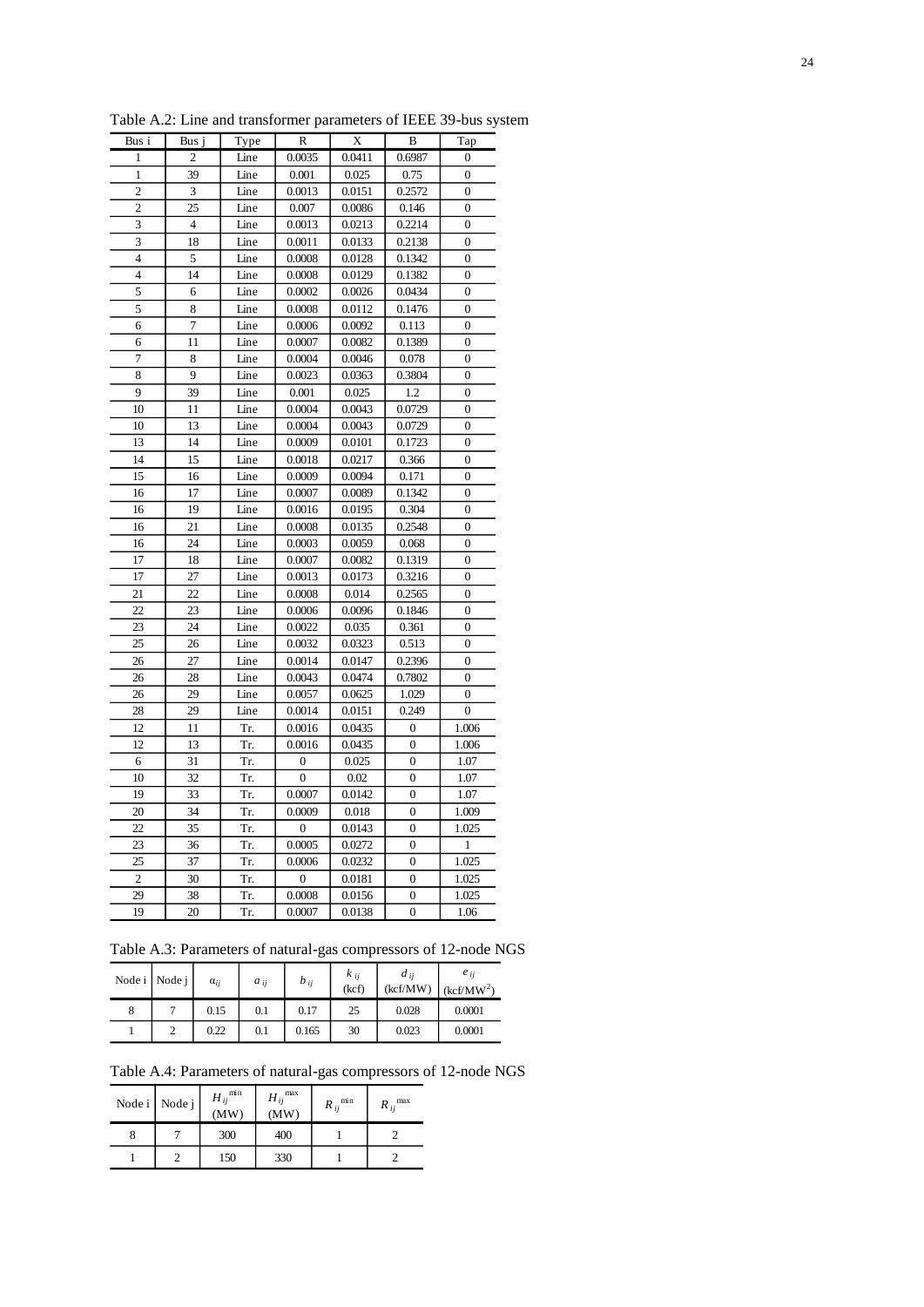Table A.2: Line and transformer parameters of IEEE 39-bus system

| Bus i | Bus j | Type | R | X | B | Tap |
|---|---|---|---|---|---|---|
| 1 | 2 | Line | 0.0035 | 0.0411 | 0.6987 | 0 |
| 1 | 39 | Line | 0.001 | 0.025 | 0.75 | 0 |
| 2 | 3 | Line | 0.0013 | 0.0151 | 0.2572 | 0 |
| 2 | 25 | Line | 0.007 | 0.0086 | 0.146 | 0 |
| 3 | 4 | Line | 0.0013 | 0.0213 | 0.2214 | 0 |
| 3 | 18 | Line | 0.0011 | 0.0133 | 0.2138 | 0 |
| 4 | 5 | Line | 0.0008 | 0.0128 | 0.1342 | 0 |
| 4 | 14 | Line | 0.0008 | 0.0129 | 0.1382 | 0 |
| 5 | 6 | Line | 0.0002 | 0.0026 | 0.0434 | 0 |
| 5 | 8 | Line | 0.0008 | 0.0112 | 0.1476 | 0 |
| 6 | 7 | Line | 0.0006 | 0.0092 | 0.113 | 0 |
| 6 | 11 | Line | 0.0007 | 0.0082 | 0.1389 | 0 |
| 7 | 8 | Line | 0.0004 | 0.0046 | 0.078 | 0 |
| 8 | 9 | Line | 0.0023 | 0.0363 | 0.3804 | 0 |
| 9 | 39 | Line | 0.001 | 0.025 | 1.2 | 0 |
| 10 | 11 | Line | 0.0004 | 0.0043 | 0.0729 | 0 |
| 10 | 13 | Line | 0.0004 | 0.0043 | 0.0729 | 0 |
| 13 | 14 | Line | 0.0009 | 0.0101 | 0.1723 | 0 |
| 14 | 15 | Line | 0.0018 | 0.0217 | 0.366 | 0 |
| 15 | 16 | Line | 0.0009 | 0.0094 | 0.171 | 0 |
| 16 | 17 | Line | 0.0007 | 0.0089 | 0.1342 | 0 |
| 16 | 19 | Line | 0.0016 | 0.0195 | 0.304 | 0 |
| 16 | 21 | Line | 0.0008 | 0.0135 | 0.2548 | 0 |
| 16 | 24 | Line | 0.0003 | 0.0059 | 0.068 | 0 |
| 17 | 18 | Line | 0.0007 | 0.0082 | 0.1319 | 0 |
| 17 | 27 | Line | 0.0013 | 0.0173 | 0.3216 | 0 |
| 21 | 22 | Line | 0.0008 | 0.014 | 0.2565 | 0 |
| 22 | 23 | Line | 0.0006 | 0.0096 | 0.1846 | 0 |
| 23 | 24 | Line | 0.0022 | 0.035 | 0.361 | 0 |
| 25 | 26 | Line | 0.0032 | 0.0323 | 0.513 | 0 |
| 26 | 27 | Line | 0.0014 | 0.0147 | 0.2396 | 0 |
| 26 | 28 | Line | 0.0043 | 0.0474 | 0.7802 | 0 |
| 26 | 29 | Line | 0.0057 | 0.0625 | 1.029 | 0 |
| 28 | 29 | Line | 0.0014 | 0.0151 | 0.249 | 0 |
| 12 | 11 | Tr. | 0.0016 | 0.0435 | 0 | 1.006 |
| 12 | 13 | Tr. | 0.0016 | 0.0435 | 0 | 1.006 |
| 6 | 31 | Tr. | 0 | 0.025 | 0 | 1.07 |
| 10 | 32 | Tr. | 0 | 0.02 | 0 | 1.07 |
| 19 | 33 | Tr. | 0.0007 | 0.0142 | 0 | 1.07 |
| 20 | 34 | Tr. | 0.0009 | 0.018 | 0 | 1.009 |
| 22 | 35 | Tr. | 0 | 0.0143 | 0 | 1.025 |
| 23 | 36 | Tr. | 0.0005 | 0.0272 | 0 | 1 |
| 25 | 37 | Tr. | 0.0006 | 0.0232 | 0 | 1.025 |
| 2 | 30 | Tr. | 0 | 0.0181 | 0 | 1.025 |
| 29 | 38 | Tr. | 0.0008 | 0.0156 | 0 | 1.025 |
| 19 | 20 | Tr. | 0.0007 | 0.0138 | 0 | 1.06 |

Table A.3: Parameters of natural-gas compressors of 12-node NGS

| Node i | Node j | $\alpha_{ij}$ | $a_{ij}$ | $b_{ij}$ | $k_{ij}$ (kcf) | $d_{ij}$ (kcf/MW) | $e_{ij}$ (kcf/MW$^2$) |
|---|---|---|---|---|---|---|---|
| 8 | 7 | 0.15 | 0.1 | 0.17 | 25 | 0.028 | 0.0001 |
| 1 | 2 | 0.22 | 0.1 | 0.165 | 30 | 0.023 | 0.0001 |

Table A.4: Parameters of natural-gas compressors of 12-node NGS

| Node i | Node j | $H_{ij}^{\min}$ (MW) | $H_{ij}^{\max}$ (MW) | $R_{ij}^{\min}$ | $R_{ij}^{\max}$ |
|---|---|---|---|---|---|
| 8 | 7 | 300 | 400 | 1 | 2 |
| 1 | 2 | 150 | 330 | 1 | 2 |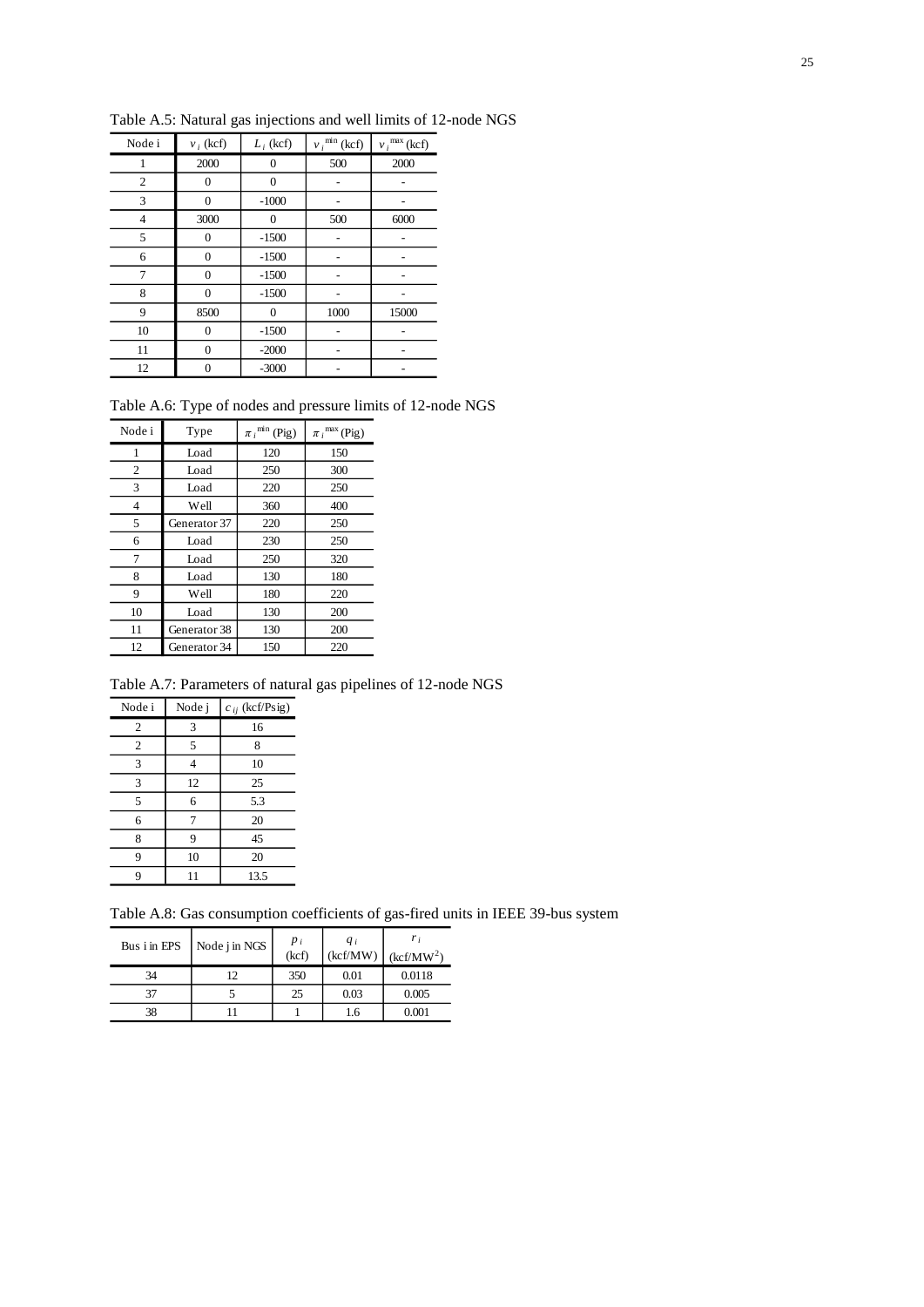Table A.5: Natural gas injections and well limits of 12-node NGS

| Node i | $v_i$ (kcf) | $L_i$ (kcf) | $v_i^{min}$ (kcf) | $v_i^{max}$ (kcf) |
|---|---|---|---|---|
| 1 | 2000 | 0 | 500 | 2000 |
| 2 | 0 | 0 | - | - |
| 3 | 0 | -1000 | - | - |
| 4 | 3000 | 0 | 500 | 6000 |
| 5 | 0 | -1500 | - | - |
| 6 | 0 | -1500 | - | - |
| 7 | 0 | -1500 | - | - |
| 8 | 0 | -1500 | - | - |
| 9 | 8500 | 0 | 1000 | 15000 |
| 10 | 0 | -1500 | - | - |
| 11 | 0 | -2000 | - | - |
| 12 | 0 | -3000 | - | - |

Table A.6: Type of nodes and pressure limits of 12-node NGS

| Node i | Type | $\pi_i^{min}$ (Pig) | $\pi_i^{max}$ (Pig) |
|---|---|---|---|
| 1 | Load | 120 | 150 |
| 2 | Load | 250 | 300 |
| 3 | Load | 220 | 250 |
| 4 | Well | 360 | 400 |
| 5 | Generator 37 | 220 | 250 |
| 6 | Load | 230 | 250 |
| 7 | Load | 250 | 320 |
| 8 | Load | 130 | 180 |
| 9 | Well | 180 | 220 |
| 10 | Load | 130 | 200 |
| 11 | Generator 38 | 130 | 200 |
| 12 | Generator 34 | 150 | 220 |

Table A.7: Parameters of natural gas pipelines of 12-node NGS

| Node i | Node j | $c_{ij}$ (kcf/Psig) |
|---|---|---|
| 2 | 3 | 16 |
| 2 | 5 | 8 |
| 3 | 4 | 10 |
| 3 | 12 | 25 |
| 5 | 6 | 5.3 |
| 6 | 7 | 20 |
| 8 | 9 | 45 |
| 9 | 10 | 20 |
| 9 | 11 | 13.5 |

Table A.8: Gas consumption coefficients of gas-fired units in IEEE 39-bus system

| Bus i in EPS | Node j in NGS | $p_i$ (kcf) | $q_i$ (kcf/MW) | $r_i$ (kcf/MW$^2$) |
|---|---|---|---|---|
| 34 | 12 | 350 | 0.01 | 0.0118 |
| 37 | 5 | 25 | 0.03 | 0.005 |
| 38 | 11 | 1 | 1.6 | 0.001 |